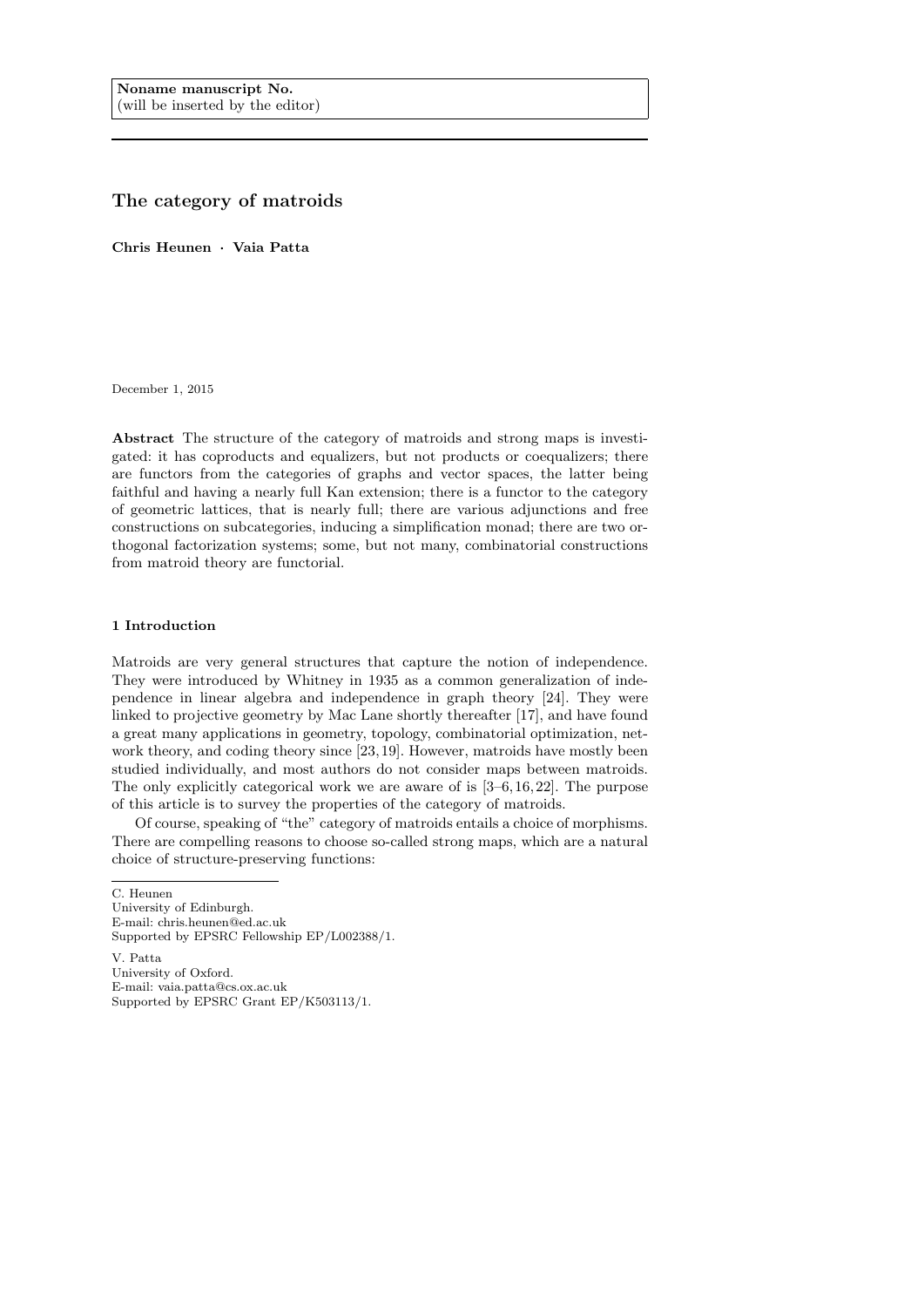Noname manuscript No.
(will be inserted by the editor)

# The category of matroids

**Chris Heunen · Vaia Patta**

December 1, 2015

**Abstract** The structure of the category of matroids and strong maps is investigated: it has coproducts and equalizers, but not products or coequalizers; there are functors from the categories of graphs and vector spaces, the latter being faithful and having a nearly full Kan extension; there is a functor to the category of geometric lattices, that is nearly full; there are various adjunctions and free constructions on subcategories, inducing a simplification monad; there are two orthogonal factorization systems; some, but not many, combinatorial constructions from matroid theory are functorial.

## 1 Introduction

Matroids are very general structures that capture the notion of independence. They were introduced by Whitney in 1935 as a common generalization of independence in linear algebra and independence in graph theory [24]. They were linked to projective geometry by Mac Lane shortly thereafter [17], and have found a great many applications in geometry, topology, combinatorial optimization, network theory, and coding theory since [23,19]. However, matroids have mostly been studied individually, and most authors do not consider maps between matroids. The only explicitly categorical work we are aware of is [3–6,16,22]. The purpose of this article is to survey the properties of the category of matroids.

Of course, speaking of "the" category of matroids entails a choice of morphisms. There are compelling reasons to choose so-called strong maps, which are a natural choice of structure-preserving functions:

C. Heunen
University of Edinburgh.
E-mail: chris.heunen@ed.ac.uk
Supported by EPSRC Fellowship EP/L002388/1.

V. Patta
University of Oxford.
E-mail: vaia.patta@cs.ox.ac.uk
Supported by EPSRC Grant EP/K503113/1.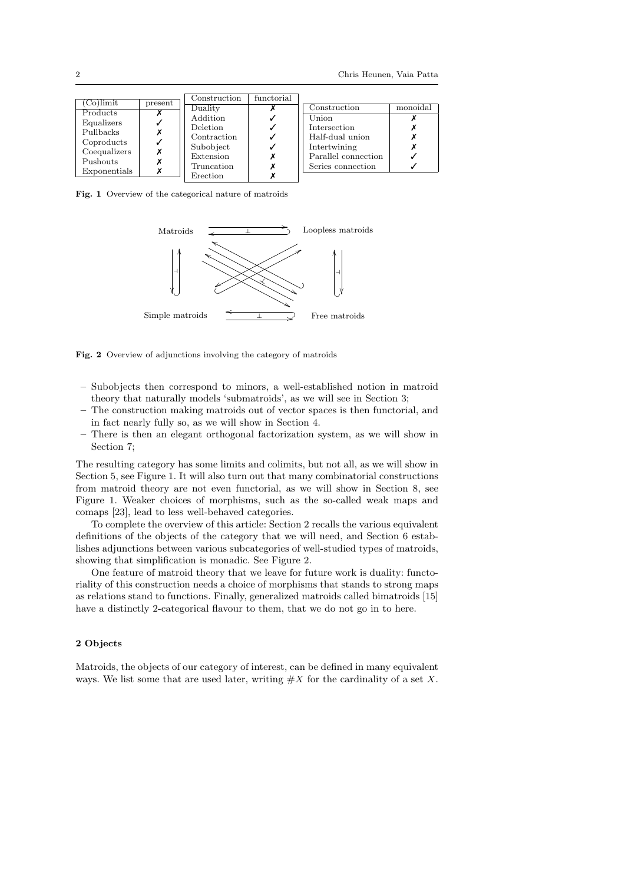| (Co)limit | present |
|---|---|
| Products | ✗ |
| Equalizers | ✓ |
| Pullbacks | ✗ |
| Coproducts | ✓ |
| Coequalizers | ✗ |
| Pushouts | ✗ |
| Exponentials | ✗ |

| Construction | functorial |
|---|---|
| Duality | ✗ |
| Addition | ✓ |
| Deletion | ✓ |
| Contraction | ✓ |
| Subobject | ✓ |
| Extension | ✗ |
| Truncation | ✗ |
| Erection | ✗ |

| Construction | monoidal |
|---|---|
| Union | ✗ |
| Intersection | ✗ |
| Half-dual union | ✗ |
| Intertwining | ✗ |
| Parallel connection | ✓ |
| Series connection | ✓ |

**Fig. 1** Overview of the categorical nature of matroids

**Fig. 2** Overview of adjunctions involving the category of matroids

- Subobjects then correspond to minors, a well-established notion in matroid theory that naturally models 'submatroids', as we will see in Section 3;
- The construction making matroids out of vector spaces is then functorial, and in fact nearly fully so, as we will show in Section 4.
- There is then an elegant orthogonal factorization system, as we will show in Section 7;

The resulting category has some limits and colimits, but not all, as we will show in Section 5, see Figure 1. It will also turn out that many combinatorial constructions from matroid theory are not even functorial, as we will show in Section 8, see Figure 1. Weaker choices of morphisms, such as the so-called weak maps and comaps [23], lead to less well-behaved categories.

To complete the overview of this article: Section 2 recalls the various equivalent definitions of the objects of the category that we will need, and Section 6 establishes adjunctions between various subcategories of well-studied types of matroids, showing that simplification is monadic. See Figure 2.

One feature of matroid theory that we leave for future work is duality: functoriality of this construction needs a choice of morphisms that stands to strong maps as relations stand to functions. Finally, generalized matroids called bimatroids [15] have a distinctly 2-categorical flavour to them, that we do not go in to here.

## 2 Objects

Matroids, the objects of our category of interest, can be defined in many equivalent ways. We list some that are used later, writing $\#X$ for the cardinality of a set $X$.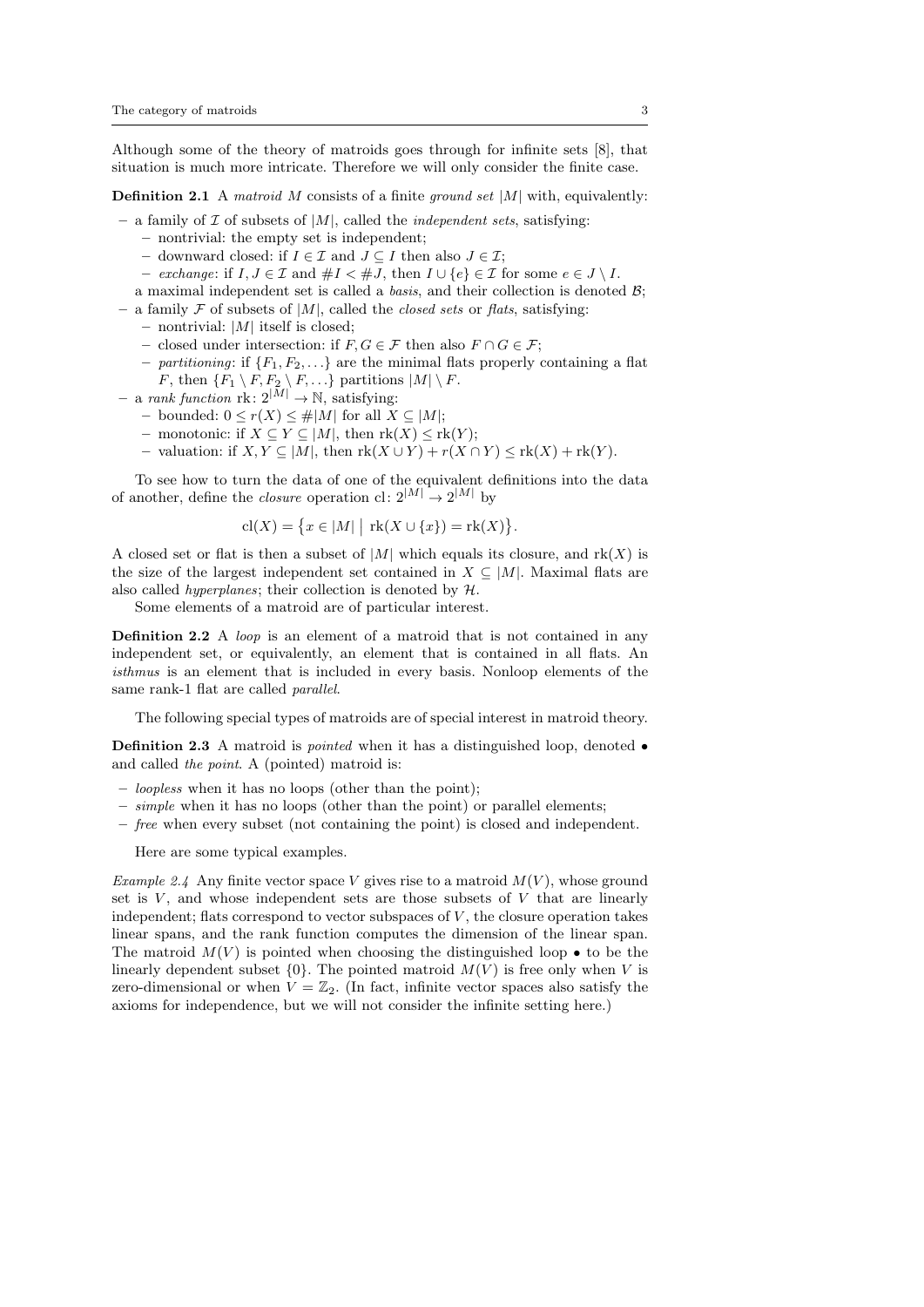Although some of the theory of matroids goes through for infinite sets [8], that situation is much more intricate. Therefore we will only consider the finite case.

**Definition 2.1** A *matroid* $M$ consists of a finite *ground set* $|M|$ with, equivalently:

- a family of $\mathcal{I}$ of subsets of $|M|$, called the *independent sets*, satisfying:
  - nontrivial: the empty set is independent;
  - downward closed: if $I \in \mathcal{I}$ and $J \subseteq I$ then also $J \in \mathcal{I}$;
  - *exchange*: if $I, J \in \mathcal{I}$ and $\#I < \#J$, then $I \cup \{e\} \in \mathcal{I}$ for some $e \in J \setminus I$.

  a maximal independent set is called a *basis*, and their collection is denoted $\mathcal{B}$;
- a family $\mathcal{F}$ of subsets of $|M|$, called the *closed sets* or *flats*, satisfying:
  - nontrivial: $|M|$ itself is closed;
  - closed under intersection: if $F, G \in \mathcal{F}$ then also $F \cap G \in \mathcal{F}$;
  - *partitioning*: if $\{F_1, F_2, \ldots\}$ are the minimal flats properly containing a flat $F$, then $\{F_1 \setminus F, F_2 \setminus F, \ldots\}$ partitions $|M| \setminus F$.
- a *rank function* $\mathrm{rk}\colon 2^{|M|} \to \mathbb{N}$, satisfying:
  - bounded: $0 \leq r(X) \leq \#|M|$ for all $X \subseteq |M|$;
  - monotonic: if $X \subseteq Y \subseteq |M|$, then $\mathrm{rk}(X) \leq \mathrm{rk}(Y)$;
  - valuation: if $X, Y \subseteq |M|$, then $\mathrm{rk}(X \cup Y) + r(X \cap Y) \leq \mathrm{rk}(X) + \mathrm{rk}(Y)$.

To see how to turn the data of one of the equivalent definitions into the data of another, define the *closure* operation $\mathrm{cl}\colon 2^{|M|} \to 2^{|M|}$ by

$$\mathrm{cl}(X) = \big\{ x \in |M| \;\big|\; \mathrm{rk}(X \cup \{x\}) = \mathrm{rk}(X) \big\}.$$

A closed set or flat is then a subset of $|M|$ which equals its closure, and $\mathrm{rk}(X)$ is the size of the largest independent set contained in $X \subseteq |M|$. Maximal flats are also called *hyperplanes*; their collection is denoted by $\mathcal{H}$.

Some elements of a matroid are of particular interest.

**Definition 2.2** A *loop* is an element of a matroid that is not contained in any independent set, or equivalently, an element that is contained in all flats. An *isthmus* is an element that is included in every basis. Nonloop elements of the same rank-1 flat are called *parallel*.

The following special types of matroids are of special interest in matroid theory.

**Definition 2.3** A matroid is *pointed* when it has a distinguished loop, denoted $\bullet$ and called *the point*. A (pointed) matroid is:

- *loopless* when it has no loops (other than the point);
- *simple* when it has no loops (other than the point) or parallel elements;
- *free* when every subset (not containing the point) is closed and independent.

Here are some typical examples.

*Example 2.4* Any finite vector space $V$ gives rise to a matroid $M(V)$, whose ground set is $V$, and whose independent sets are those subsets of $V$ that are linearly independent; flats correspond to vector subspaces of $V$, the closure operation takes linear spans, and the rank function computes the dimension of the linear span. The matroid $M(V)$ is pointed when choosing the distinguished loop $\bullet$ to be the linearly dependent subset $\{0\}$. The pointed matroid $M(V)$ is free only when $V$ is zero-dimensional or when $V = \mathbb{Z}_2$. (In fact, infinite vector spaces also satisfy the axioms for independence, but we will not consider the infinite setting here.)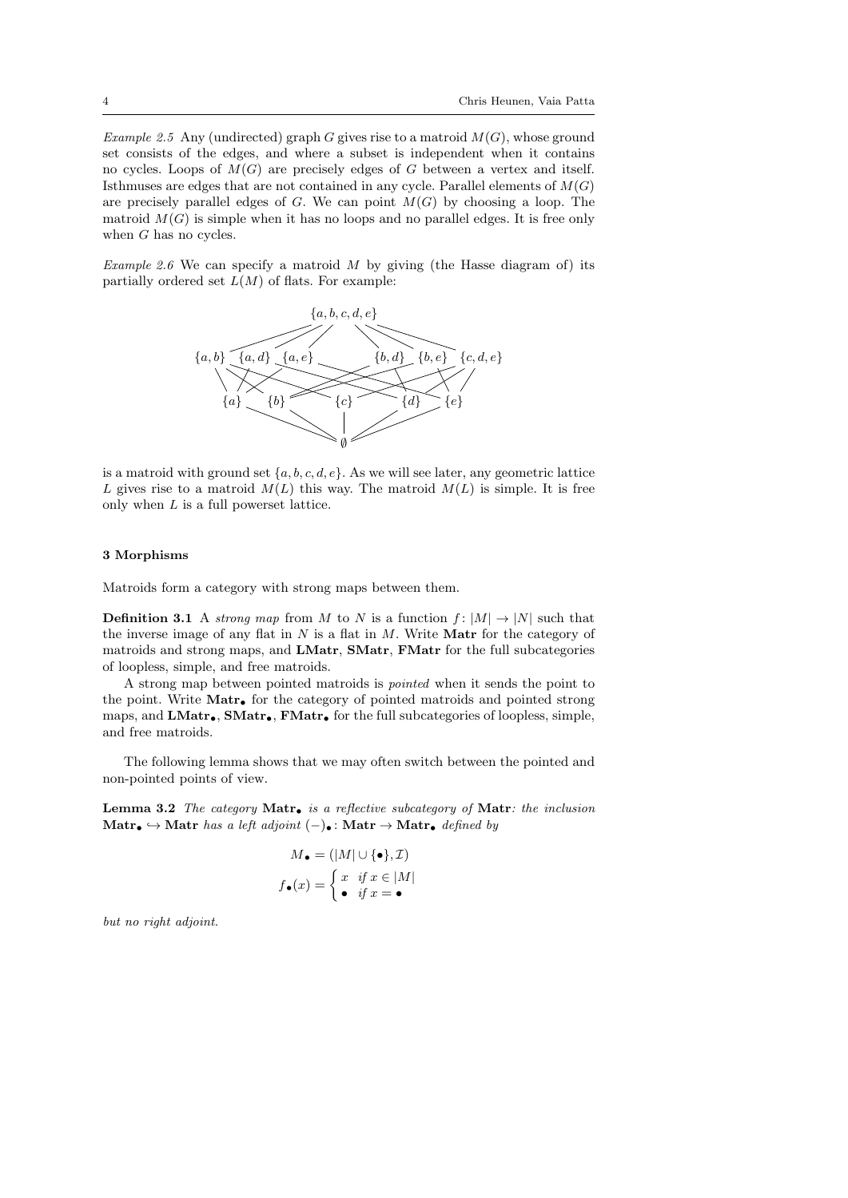*Example 2.5* Any (undirected) graph $G$ gives rise to a matroid $M(G)$, whose ground set consists of the edges, and where a subset is independent when it contains no cycles. Loops of $M(G)$ are precisely edges of $G$ between a vertex and itself. Isthmuses are edges that are not contained in any cycle. Parallel elements of $M(G)$ are precisely parallel edges of $G$. We can point $M(G)$ by choosing a loop. The matroid $M(G)$ is simple when it has no loops and no parallel edges. It is free only when $G$ has no cycles.

*Example 2.6* We can specify a matroid $M$ by giving (the Hasse diagram of) its partially ordered set $L(M)$ of flats. For example:

$$\{a,b,c,d,e\}$$

$$\{a,b\} \quad \{a,d\} \quad \{a,e\} \qquad \{b,d\} \quad \{b,e\} \quad \{c,d,e\}$$

$$\{a\} \quad \{b\} \quad \{c\} \quad \{d\} \quad \{e\}$$

$$\emptyset$$

is a matroid with ground set $\{a,b,c,d,e\}$. As we will see later, any geometric lattice $L$ gives rise to a matroid $M(L)$ this way. The matroid $M(L)$ is simple. It is free only when $L$ is a full powerset lattice.

## 3 Morphisms

Matroids form a category with strong maps between them.

**Definition 3.1** A *strong map* from $M$ to $N$ is a function $f\colon |M| \to |N|$ such that the inverse image of any flat in $N$ is a flat in $M$. Write **Matr** for the category of matroids and strong maps, and **LMatr**, **SMatr**, **FMatr** for the full subcategories of loopless, simple, and free matroids.

A strong map between pointed matroids is *pointed* when it sends the point to the point. Write $\mathbf{Matr}_\bullet$ for the category of pointed matroids and pointed strong maps, and $\mathbf{LMatr}_\bullet$, $\mathbf{SMatr}_\bullet$, $\mathbf{FMatr}_\bullet$ for the full subcategories of loopless, simple, and free matroids.

The following lemma shows that we may often switch between the pointed and non-pointed points of view.

**Lemma 3.2** *The category* $\mathbf{Matr}_\bullet$ *is a reflective subcategory of* **Matr***: the inclusion* $\mathbf{Matr}_\bullet \hookrightarrow \mathbf{Matr}$ *has a left adjoint* $(-)_\bullet\colon \mathbf{Matr} \to \mathbf{Matr}_\bullet$ *defined by*

$$M_\bullet = (|M| \cup \{\bullet\}, \mathcal{I})$$

$$f_\bullet(x) = \begin{cases} x & \text{if } x \in |M| \\ \bullet & \text{if } x = \bullet \end{cases}$$

*but no right adjoint.*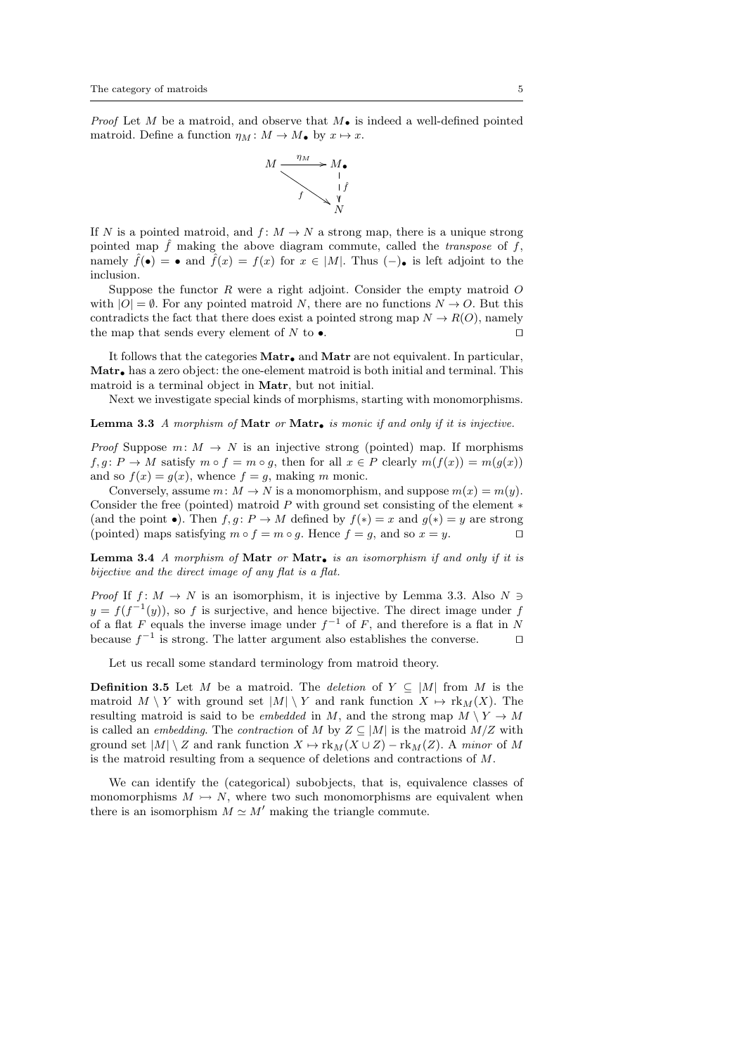*Proof* Let $M$ be a matroid, and observe that $M_\bullet$ is indeed a well-defined pointed matroid. Define a function $\eta_M \colon M \to M_\bullet$ by $x \mapsto x$.

$$\begin{array}{ccc} M & \xrightarrow{\eta_M} & M_\bullet \\ & {\scriptstyle f} \searrow & \downarrow {\scriptstyle \hat{f}} \\ & & N \end{array}$$

If $N$ is a pointed matroid, and $f \colon M \to N$ a strong map, there is a unique strong pointed map $\hat{f}$ making the above diagram commute, called the *transpose* of $f$, namely $\hat{f}(\bullet) = \bullet$ and $\hat{f}(x) = f(x)$ for $x \in |M|$. Thus $(-)_\bullet$ is left adjoint to the inclusion.

Suppose the functor $R$ were a right adjoint. Consider the empty matroid $O$ with $|O| = \emptyset$. For any pointed matroid $N$, there are no functions $N \to O$. But this contradicts the fact that there does exist a pointed strong map $N \to R(O)$, namely the map that sends every element of $N$ to $\bullet$. $\square$

It follows that the categories $\mathbf{Matr}_\bullet$ and $\mathbf{Matr}$ are not equivalent. In particular, $\mathbf{Matr}_\bullet$ has a zero object: the one-element matroid is both initial and terminal. This matroid is a terminal object in $\mathbf{Matr}$, but not initial.

Next we investigate special kinds of morphisms, starting with monomorphisms.

**Lemma 3.3** *A morphism of* $\mathbf{Matr}$ *or* $\mathbf{Matr}_\bullet$ *is monic if and only if it is injective.*

*Proof* Suppose $m \colon M \to N$ is an injective strong (pointed) map. If morphisms $f, g \colon P \to M$ satisfy $m \circ f = m \circ g$, then for all $x \in P$ clearly $m(f(x)) = m(g(x))$ and so $f(x) = g(x)$, whence $f = g$, making $m$ monic.

Conversely, assume $m \colon M \to N$ is a monomorphism, and suppose $m(x) = m(y)$. Consider the free (pointed) matroid $P$ with ground set consisting of the element $*$ (and the point $\bullet$). Then $f, g \colon P \to M$ defined by $f(*) = x$ and $g(*) = y$ are strong (pointed) maps satisfying $m \circ f = m \circ g$. Hence $f = g$, and so $x = y$. $\square$

**Lemma 3.4** *A morphism of* $\mathbf{Matr}$ *or* $\mathbf{Matr}_\bullet$ *is an isomorphism if and only if it is bijective and the direct image of any flat is a flat.*

*Proof* If $f \colon M \to N$ is an isomorphism, it is injective by Lemma 3.3. Also $N \ni y = f(f^{-1}(y))$, so $f$ is surjective, and hence bijective. The direct image under $f$ of a flat $F$ equals the inverse image under $f^{-1}$ of $F$, and therefore is a flat in $N$ because $f^{-1}$ is strong. The latter argument also establishes the converse. $\square$

Let us recall some standard terminology from matroid theory.

**Definition 3.5** Let $M$ be a matroid. The *deletion* of $Y \subseteq |M|$ from $M$ is the matroid $M \setminus Y$ with ground set $|M| \setminus Y$ and rank function $X \mapsto \mathrm{rk}_M(X)$. The resulting matroid is said to be *embedded* in $M$, and the strong map $M \setminus Y \to M$ is called an *embedding*. The *contraction* of $M$ by $Z \subseteq |M|$ is the matroid $M/Z$ with ground set $|M| \setminus Z$ and rank function $X \mapsto \mathrm{rk}_M(X \cup Z) - \mathrm{rk}_M(Z)$. A *minor* of $M$ is the matroid resulting from a sequence of deletions and contractions of $M$.

We can identify the (categorical) subobjects, that is, equivalence classes of monomorphisms $M \rightarrowtail N$, where two such monomorphisms are equivalent when there is an isomorphism $M \simeq M'$ making the triangle commute.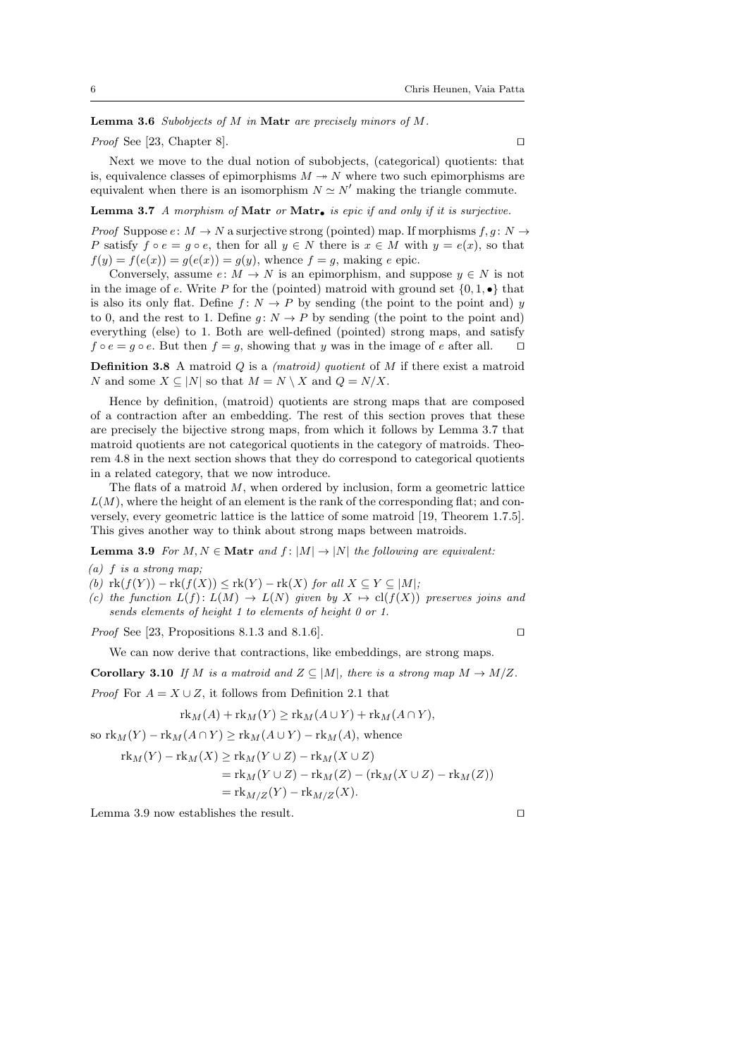**Lemma 3.6** *Subobjects of $M$ in* **Matr** *are precisely minors of $M$.*

*Proof* See [23, Chapter 8]. ◻

Next we move to the dual notion of subobjects, (categorical) quotients: that is, equivalence classes of epimorphisms $M \twoheadrightarrow N$ where two such epimorphisms are equivalent when there is an isomorphism $N \simeq N'$ making the triangle commute.

**Lemma 3.7** *A morphism of* **Matr** *or* $\mathbf{Matr}_\bullet$ *is epic if and only if it is surjective.*

*Proof* Suppose $e\colon M \to N$ a surjective strong (pointed) map. If morphisms $f, g\colon N \to P$ satisfy $f \circ e = g \circ e$, then for all $y \in N$ there is $x \in M$ with $y = e(x)$, so that $f(y) = f(e(x)) = g(e(x)) = g(y)$, whence $f = g$, making $e$ epic.

Conversely, assume $e\colon M \to N$ is an epimorphism, and suppose $y \in N$ is not in the image of $e$. Write $P$ for the (pointed) matroid with ground set $\{0, 1, \bullet\}$ that is also its only flat. Define $f\colon N \to P$ by sending (the point to the point and) $y$ to 0, and the rest to 1. Define $g\colon N \to P$ by sending (the point to the point and) everything (else) to 1. Both are well-defined (pointed) strong maps, and satisfy $f \circ e = g \circ e$. But then $f = g$, showing that $y$ was in the image of $e$ after all. ◻

**Definition 3.8** A matroid $Q$ is a *(matroid) quotient* of $M$ if there exist a matroid $N$ and some $X \subseteq |N|$ so that $M = N \setminus X$ and $Q = N/X$.

Hence by definition, (matroid) quotients are strong maps that are composed of a contraction after an embedding. The rest of this section proves that these are precisely the bijective strong maps, from which it follows by Lemma 3.7 that matroid quotients are not categorical quotients in the category of matroids. Theorem 4.8 in the next section shows that they do correspond to categorical quotients in a related category, that we now introduce.

The flats of a matroid $M$, when ordered by inclusion, form a geometric lattice $L(M)$, where the height of an element is the rank of the corresponding flat; and conversely, every geometric lattice is the lattice of some matroid [19, Theorem 1.7.5]. This gives another way to think about strong maps between matroids.

**Lemma 3.9** *For $M, N \in$* **Matr** *and $f\colon |M| \to |N|$ the following are equivalent:*

*(a) $f$ is a strong map;*
*(b) $\mathrm{rk}(f(Y)) - \mathrm{rk}(f(X)) \leq \mathrm{rk}(Y) - \mathrm{rk}(X)$ for all $X \subseteq Y \subseteq |M|$;*
*(c) the function $L(f)\colon L(M) \to L(N)$ given by $X \mapsto \mathrm{cl}(f(X))$ preserves joins and sends elements of height 1 to elements of height 0 or 1.*

*Proof* See [23, Propositions 8.1.3 and 8.1.6]. ◻

We can now derive that contractions, like embeddings, are strong maps.

**Corollary 3.10** *If $M$ is a matroid and $Z \subseteq |M|$, there is a strong map $M \to M/Z$.*

*Proof* For $A = X \cup Z$, it follows from Definition 2.1 that

$$\mathrm{rk}_M(A) + \mathrm{rk}_M(Y) \geq \mathrm{rk}_M(A \cup Y) + \mathrm{rk}_M(A \cap Y),$$

so $\mathrm{rk}_M(Y) - \mathrm{rk}_M(A \cap Y) \geq \mathrm{rk}_M(A \cup Y) - \mathrm{rk}_M(A)$, whence

$$\begin{aligned}
\mathrm{rk}_M(Y) - \mathrm{rk}_M(X) &\geq \mathrm{rk}_M(Y \cup Z) - \mathrm{rk}_M(X \cup Z) \\
&= \mathrm{rk}_M(Y \cup Z) - \mathrm{rk}_M(Z) - (\mathrm{rk}_M(X \cup Z) - \mathrm{rk}_M(Z)) \\
&= \mathrm{rk}_{M/Z}(Y) - \mathrm{rk}_{M/Z}(X).
\end{aligned}$$

Lemma 3.9 now establishes the result. ◻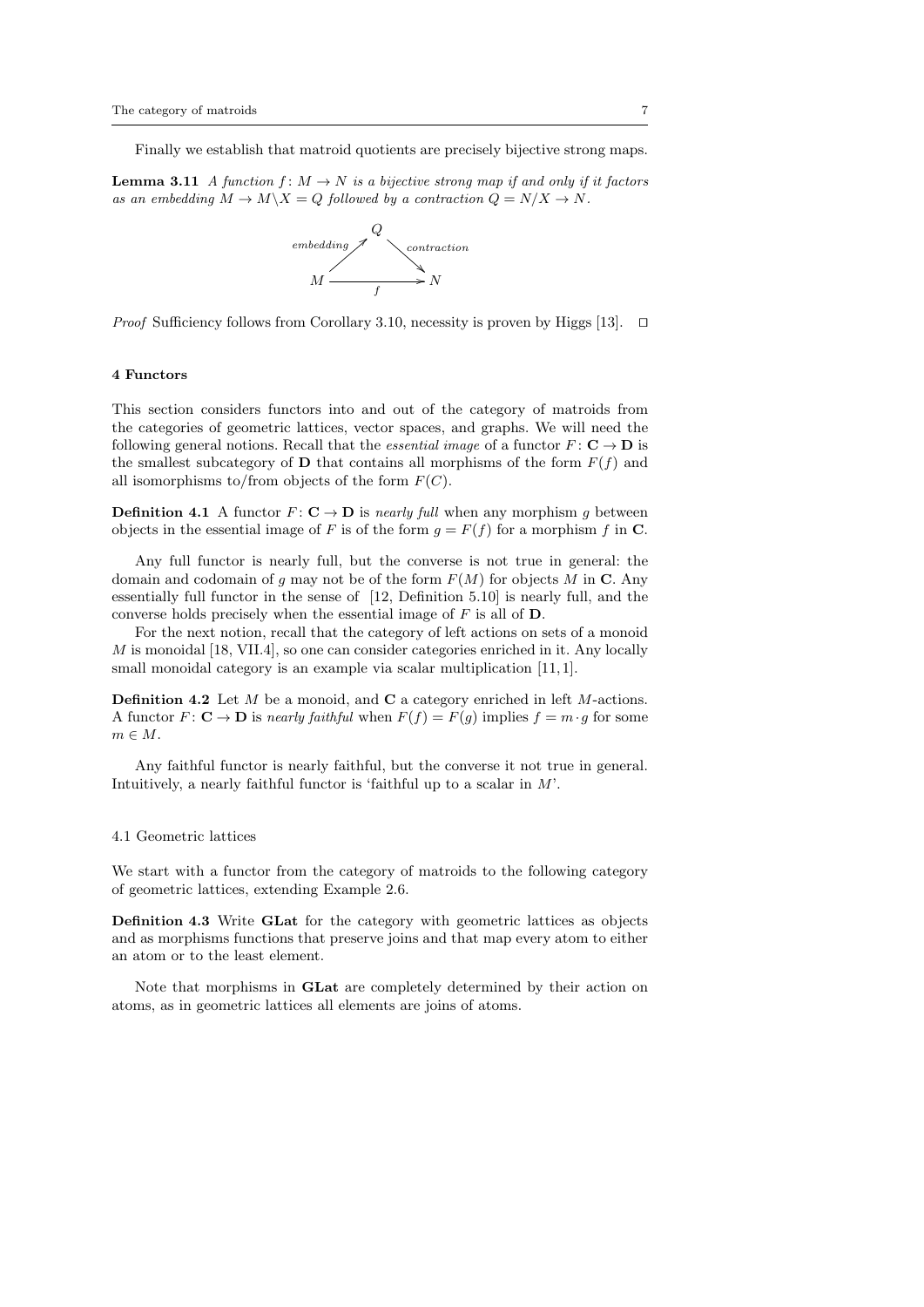Finally we establish that matroid quotients are precisely bijective strong maps.

**Lemma 3.11** *A function $f\colon M \to N$ is a bijective strong map if and only if it factors as an embedding $M \to M\backslash X = Q$ followed by a contraction $Q = N/X \to N$.*

$$\begin{array}{ccc} & Q & \\ {\scriptstyle embedding} \nearrow & & \searrow {\scriptstyle contraction} \\ M & \xrightarrow[f]{} & N \end{array}$$

*Proof* Sufficiency follows from Corollary 3.10, necessity is proven by Higgs [13]. □

## 4 Functors

This section considers functors into and out of the category of matroids from the categories of geometric lattices, vector spaces, and graphs. We will need the following general notions. Recall that the *essential image* of a functor $F\colon \mathbf{C} \to \mathbf{D}$ is the smallest subcategory of $\mathbf{D}$ that contains all morphisms of the form $F(f)$ and all isomorphisms to/from objects of the form $F(C)$.

**Definition 4.1** A functor $F\colon \mathbf{C} \to \mathbf{D}$ is *nearly full* when any morphism $g$ between objects in the essential image of $F$ is of the form $g = F(f)$ for a morphism $f$ in $\mathbf{C}$.

Any full functor is nearly full, but the converse is not true in general: the domain and codomain of $g$ may not be of the form $F(M)$ for objects $M$ in $\mathbf{C}$. Any essentially full functor in the sense of [12, Definition 5.10] is nearly full, and the converse holds precisely when the essential image of $F$ is all of $\mathbf{D}$.

For the next notion, recall that the category of left actions on sets of a monoid $M$ is monoidal [18, VII.4], so one can consider categories enriched in it. Any locally small monoidal category is an example via scalar multiplication [11, 1].

**Definition 4.2** Let $M$ be a monoid, and $\mathbf{C}$ a category enriched in left $M$-actions. A functor $F\colon \mathbf{C} \to \mathbf{D}$ is *nearly faithful* when $F(f) = F(g)$ implies $f = m \cdot g$ for some $m \in M$.

Any faithful functor is nearly faithful, but the converse it not true in general. Intuitively, a nearly faithful functor is 'faithful up to a scalar in $M$'.

### 4.1 Geometric lattices

We start with a functor from the category of matroids to the following category of geometric lattices, extending Example 2.6.

**Definition 4.3** Write $\mathbf{GLat}$ for the category with geometric lattices as objects and as morphisms functions that preserve joins and that map every atom to either an atom or to the least element.

Note that morphisms in $\mathbf{GLat}$ are completely determined by their action on atoms, as in geometric lattices all elements are joins of atoms.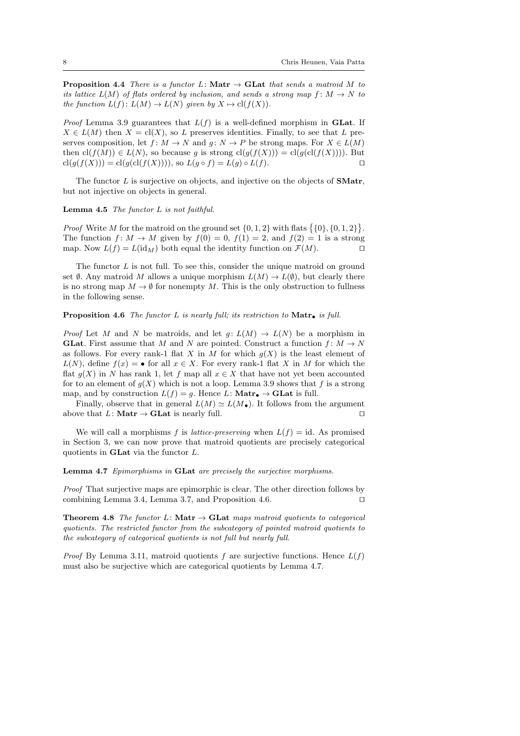**Proposition 4.4** *There is a functor $L\colon \mathbf{Matr} \to \mathbf{GLat}$ that sends a matroid $M$ to its lattice $L(M)$ of flats ordered by inclusion, and sends a strong map $f\colon M \to N$ to the function $L(f)\colon L(M) \to L(N)$ given by $X \mapsto \mathrm{cl}(f(X))$.*

*Proof* Lemma 3.9 guarantees that $L(f)$ is a well-defined morphism in **GLat**. If $X \in L(M)$ then $X = \mathrm{cl}(X)$, so $L$ preserves identities. Finally, to see that $L$ preserves composition, let $f\colon M \to N$ and $g\colon N \to P$ be strong maps. For $X \in L(M)$ then $\mathrm{cl}(f(M)) \in L(N)$, so because $g$ is strong $\mathrm{cl}(g(f(X))) = \mathrm{cl}(g(\mathrm{cl}(f(X))))$. But $\mathrm{cl}(g(f(X))) = \mathrm{cl}(g(\mathrm{cl}(f(X))))$, so $L(g \circ f) = L(g) \circ L(f)$. □

The functor $L$ is surjective on objects, and injective on the objects of **SMatr**, but not injective on objects in general.

**Lemma 4.5** *The functor $L$ is not faithful.*

*Proof* Write $M$ for the matroid on the ground set $\{0, 1, 2\}$ with flats $\{\{0\}, \{0, 1, 2\}\}$. The function $f\colon M \to M$ given by $f(0) = 0$, $f(1) = 2$, and $f(2) = 1$ is a strong map. Now $L(f) = L(\mathrm{id}_M)$ both equal the identity function on $\mathcal{F}(M)$. □

The functor $L$ is not full. To see this, consider the unique matroid on ground set $\emptyset$. Any matroid $M$ allows a unique morphism $L(M) \to L(\emptyset)$, but clearly there is no strong map $M \to \emptyset$ for nonempty $M$. This is the only obstruction to fullness in the following sense.

**Proposition 4.6** *The functor $L$ is nearly full; its restriction to $\mathbf{Matr}_\bullet$ is full.*

*Proof* Let $M$ and $N$ be matroids, and let $g\colon L(M) \to L(N)$ be a morphism in **GLat**. First assume that $M$ and $N$ are pointed. Construct a function $f\colon M \to N$ as follows. For every rank-1 flat $X$ in $M$ for which $g(X)$ is the least element of $L(N)$, define $f(x) = \bullet$ for all $x \in X$. For every rank-1 flat $X$ in $M$ for which the flat $g(X)$ in $N$ has rank 1, let $f$ map all $x \in X$ that have not yet been accounted for to an element of $g(X)$ which is not a loop. Lemma 3.9 shows that $f$ is a strong map, and by construction $L(f) = g$. Hence $L\colon \mathbf{Matr}_\bullet \to \mathbf{GLat}$ is full.

Finally, observe that in general $L(M) \simeq L(M_\bullet)$. It follows from the argument above that $L\colon \mathbf{Matr} \to \mathbf{GLat}$ is nearly full. □

We will call a morphisms $f$ is *lattice-preserving* when $L(f) = \mathrm{id}$. As promised in Section 3, we can now prove that matroid quotients are precisely categorical quotients in **GLat** via the functor $L$.

**Lemma 4.7** *Epimorphisms in* **GLat** *are precisely the surjective morphisms.*

*Proof* That surjective maps are epimorphic is clear. The other direction follows by combining Lemma 3.4, Lemma 3.7, and Proposition 4.6. □

**Theorem 4.8** *The functor $L\colon \mathbf{Matr} \to \mathbf{GLat}$ maps matroid quotients to categorical quotients. The restricted functor from the subcategory of pointed matroid quotients to the subcategory of categorical quotients is not full but nearly full.*

*Proof* By Lemma 3.11, matroid quotients $f$ are surjective functions. Hence $L(f)$ must also be surjective which are categorical quotients by Lemma 4.7.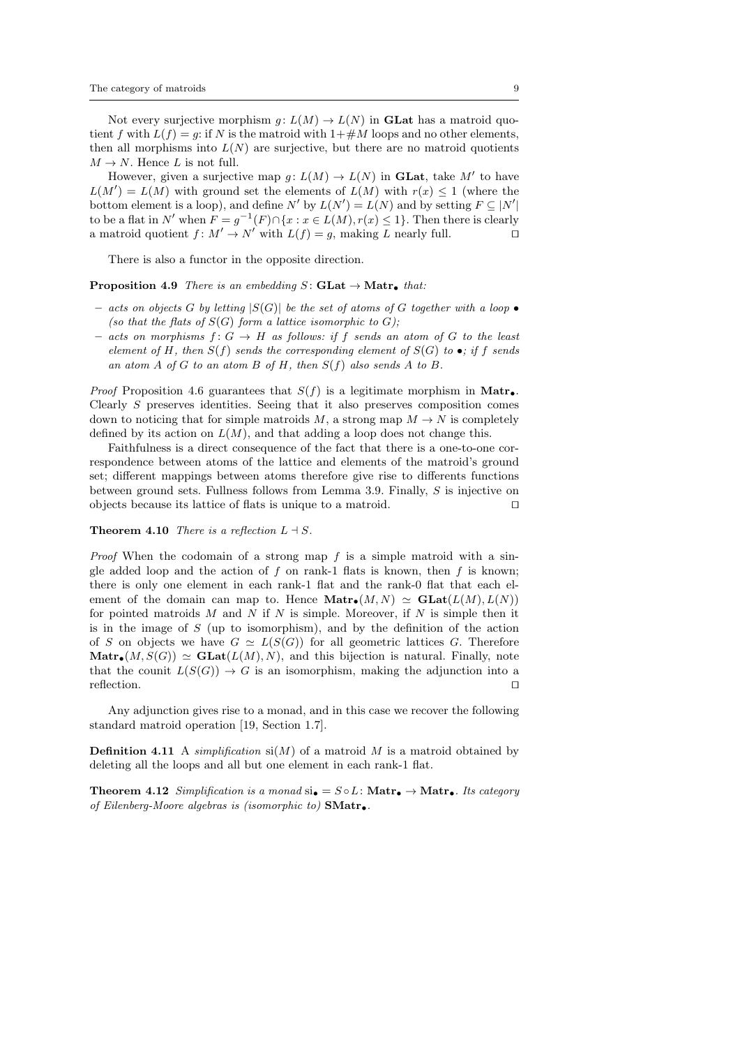Not every surjective morphism $g\colon L(M) \to L(N)$ in **GLat** has a matroid quotient $f$ with $L(f) = g$: if $N$ is the matroid with $1+\#M$ loops and no other elements, then all morphisms into $L(N)$ are surjective, but there are no matroid quotients $M \to N$. Hence $L$ is not full.

However, given a surjective map $g\colon L(M) \to L(N)$ in **GLat**, take $M'$ to have $L(M') = L(M)$ with ground set the elements of $L(M)$ with $r(x) \leq 1$ (where the bottom element is a loop), and define $N'$ by $L(N') = L(N)$ and by setting $F \subseteq |N'|$ to be a flat in $N'$ when $F = g^{-1}(F) \cap \{x : x \in L(M), r(x) \leq 1\}$. Then there is clearly a matroid quotient $f\colon M' \to N'$ with $L(f) = g$, making $L$ nearly full. $\square$

There is also a functor in the opposite direction.

**Proposition 4.9** *There is an embedding $S\colon \mathbf{GLat} \to \mathbf{Matr}_\bullet$ that:*

- *acts on objects $G$ by letting $|S(G)|$ be the set of atoms of $G$ together with a loop $\bullet$ (so that the flats of $S(G)$ form a lattice isomorphic to $G$);*
- *acts on morphisms $f\colon G \to H$ as follows: if $f$ sends an atom of $G$ to the least element of $H$, then $S(f)$ sends the corresponding element of $S(G)$ to $\bullet$; if $f$ sends an atom $A$ of $G$ to an atom $B$ of $H$, then $S(f)$ also sends $A$ to $B$.*

*Proof* Proposition 4.6 guarantees that $S(f)$ is a legitimate morphism in $\mathbf{Matr}_\bullet$. Clearly $S$ preserves identities. Seeing that it also preserves composition comes down to noticing that for simple matroids $M$, a strong map $M \to N$ is completely defined by its action on $L(M)$, and that adding a loop does not change this.

Faithfulness is a direct consequence of the fact that there is a one-to-one correspondence between atoms of the lattice and elements of the matroid's ground set; different mappings between atoms therefore give rise to differents functions between ground sets. Fullness follows from Lemma 3.9. Finally, $S$ is injective on objects because its lattice of flats is unique to a matroid. $\square$

**Theorem 4.10** *There is a reflection $L \dashv S$.*

*Proof* When the codomain of a strong map $f$ is a simple matroid with a single added loop and the action of $f$ on rank-1 flats is known, then $f$ is known; there is only one element in each rank-1 flat and the rank-0 flat that each element of the domain can map to. Hence $\mathbf{Matr}_\bullet(M, N) \simeq \mathbf{GLat}(L(M), L(N))$ for pointed matroids $M$ and $N$ if $N$ is simple. Moreover, if $N$ is simple then it is in the image of $S$ (up to isomorphism), and by the definition of the action of $S$ on objects we have $G \simeq L(S(G))$ for all geometric lattices $G$. Therefore $\mathbf{Matr}_\bullet(M, S(G)) \simeq \mathbf{GLat}(L(M), N)$, and this bijection is natural. Finally, note that the counit $L(S(G)) \to G$ is an isomorphism, making the adjunction into a reflection. $\square$

Any adjunction gives rise to a monad, and in this case we recover the following standard matroid operation [19, Section 1.7].

**Definition 4.11** A *simplification* $\mathrm{si}(M)$ of a matroid $M$ is a matroid obtained by deleting all the loops and all but one element in each rank-1 flat.

**Theorem 4.12** *Simplification is a monad $\mathrm{si}_\bullet = S \circ L\colon \mathbf{Matr}_\bullet \to \mathbf{Matr}_\bullet$. Its category of Eilenberg-Moore algebras is (isomorphic to) $\mathbf{SMatr}_\bullet$.*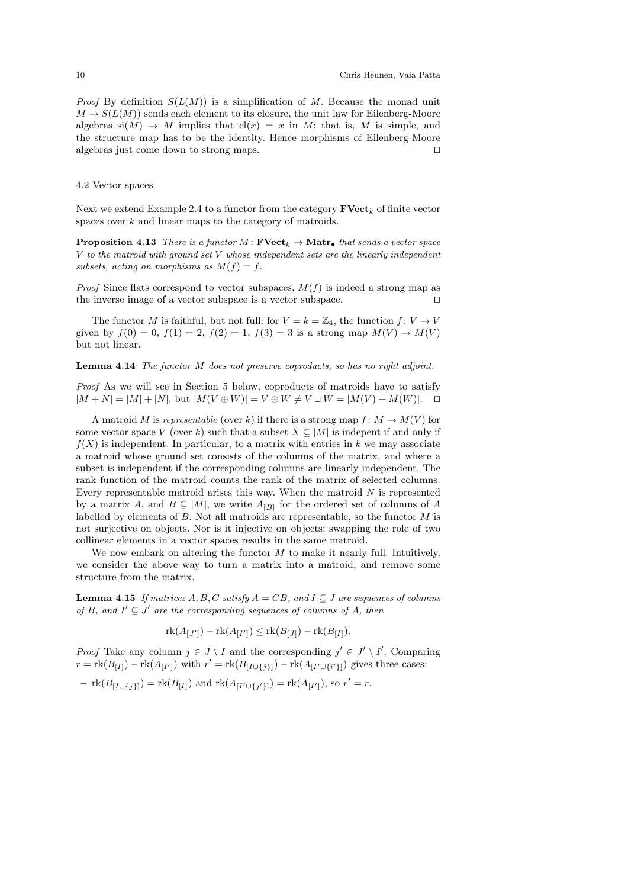*Proof* By definition $S(L(M))$ is a simplification of $M$. Because the monad unit $M \to S(L(M))$ sends each element to its closure, the unit law for Eilenberg-Moore algebras $\mathrm{si}(M) \to M$ implies that $\mathrm{cl}(x) = x$ in $M$; that is, $M$ is simple, and the structure map has to be the identity. Hence morphisms of Eilenberg-Moore algebras just come down to strong maps. ◻

### 4.2 Vector spaces

Next we extend Example 2.4 to a functor from the category $\mathbf{FVect}_k$ of finite vector spaces over $k$ and linear maps to the category of matroids.

**Proposition 4.13** *There is a functor $M \colon \mathbf{FVect}_k \to \mathbf{Matr}_\bullet$ that sends a vector space $V$ to the matroid with ground set $V$ whose independent sets are the linearly independent subsets, acting on morphisms as $M(f) = f$.*

*Proof* Since flats correspond to vector subspaces, $M(f)$ is indeed a strong map as the inverse image of a vector subspace is a vector subspace. ◻

The functor $M$ is faithful, but not full: for $V = k = \mathbb{Z}_4$, the function $f \colon V \to V$ given by $f(0) = 0$, $f(1) = 2$, $f(2) = 1$, $f(3) = 3$ is a strong map $M(V) \to M(V)$ but not linear.

**Lemma 4.14** *The functor $M$ does not preserve coproducts, so has no right adjoint.*

*Proof* As we will see in Section 5 below, coproducts of matroids have to satisfy $|M + N| = |M| + |N|$, but $|M(V \oplus W)| = V \oplus W \neq V \sqcup W = |M(V) + M(W)|$. ◻

A matroid $M$ is *representable* (over $k$) if there is a strong map $f \colon M \to M(V)$ for some vector space $V$ (over $k$) such that a subset $X \subseteq |M|$ is indepent if and only if $f(X)$ is independent. In particular, to a matrix with entries in $k$ we may associate a matroid whose ground set consists of the columns of the matrix, and where a subset is independent if the corresponding columns are linearly independent. The rank function of the matroid counts the rank of the matrix of selected columns. Every representable matroid arises this way. When the matroid $N$ is represented by a matrix $A$, and $B \subseteq |M|$, we write $A_{[B]}$ for the ordered set of columns of $A$ labelled by elements of $B$. Not all matroids are representable, so the functor $M$ is not surjective on objects. Nor is it injective on objects: swapping the role of two collinear elements in a vector spaces results in the same matroid.

We now embark on altering the functor $M$ to make it nearly full. Intuitively, we consider the above way to turn a matrix into a matroid, and remove some structure from the matrix.

**Lemma 4.15** *If matrices $A, B, C$ satisfy $A = CB$, and $I \subseteq J$ are sequences of columns of $B$, and $I' \subseteq J'$ are the corresponding sequences of columns of $A$, then*

$$\mathrm{rk}(A_{[J']}) - \mathrm{rk}(A_{[I']}) \leq \mathrm{rk}(B_{[J]}) - \mathrm{rk}(B_{[I]}).$$

*Proof* Take any column $j \in J \setminus I$ and the corresponding $j' \in J' \setminus I'$. Comparing $r = \mathrm{rk}(B_{[I]}) - \mathrm{rk}(A_{[I']})$ with $r' = \mathrm{rk}(B_{[I \cup \{j\}]}) - \mathrm{rk}(A_{[I' \cup \{i'\}]})$ gives three cases:

– $\mathrm{rk}(B_{[I \cup \{j\}]}) = \mathrm{rk}(B_{[I]})$ and $\mathrm{rk}(A_{[I' \cup \{j'\}]}) = \mathrm{rk}(A_{[I']})$, so $r' = r$.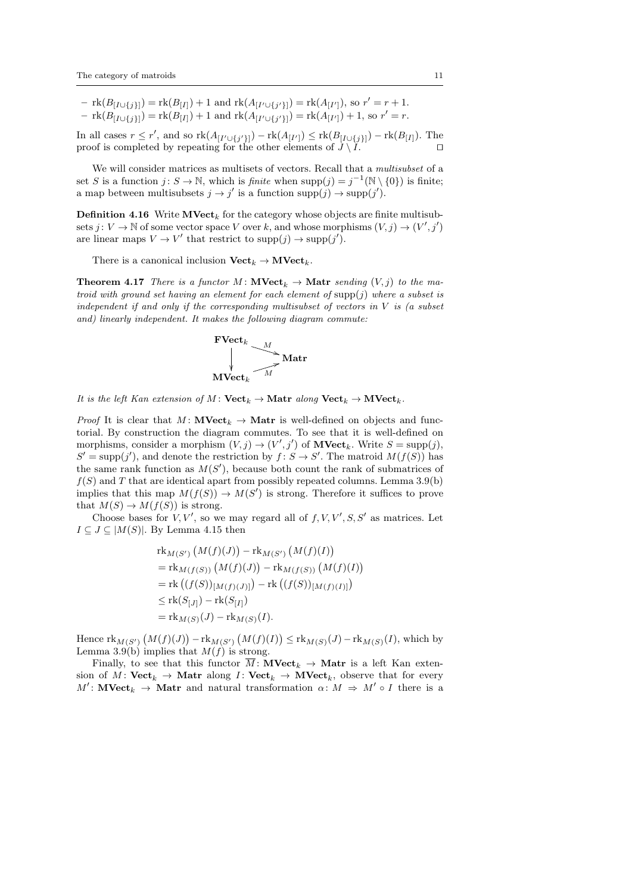– $\mathrm{rk}(B_{[I\cup\{j\}]}) = \mathrm{rk}(B_{[I]}) + 1$ and $\mathrm{rk}(A_{[I'\cup\{j'\}]}) = \mathrm{rk}(A_{[I']})$, so $r' = r + 1$.
– $\mathrm{rk}(B_{[I\cup\{j\}]}) = \mathrm{rk}(B_{[I]}) + 1$ and $\mathrm{rk}(A_{[I'\cup\{j'\}]}) = \mathrm{rk}(A_{[I']}) + 1$, so $r' = r$.

In all cases $r \leq r'$, and so $\mathrm{rk}(A_{[I'\cup\{j'\}]}) - \mathrm{rk}(A_{[I']}) \leq \mathrm{rk}(B_{[I\cup\{j\}]}) - \mathrm{rk}(B_{[I]})$. The proof is completed by repeating for the other elements of $J \setminus I$. □

We will consider matrices as multisets of vectors. Recall that a *multisubset* of a set $S$ is a function $j\colon S \to \mathbb{N}$, which is *finite* when $\mathrm{supp}(j) = j^{-1}(\mathbb{N} \setminus \{0\})$ is finite; a map between multisubsets $j \to j'$ is a function $\mathrm{supp}(j) \to \mathrm{supp}(j')$.

**Definition 4.16** Write $\mathbf{MVect}_k$ for the category whose objects are finite multisubsets $j\colon V \to \mathbb{N}$ of some vector space $V$ over $k$, and whose morphisms $(V, j) \to (V', j')$ are linear maps $V \to V'$ that restrict to $\mathrm{supp}(j) \to \mathrm{supp}(j')$.

There is a canonical inclusion $\mathbf{Vect}_k \to \mathbf{MVect}_k$.

**Theorem 4.17** *There is a functor $M\colon \mathbf{MVect}_k \to \mathbf{Matr}$ sending $(V, j)$ to the matroid with ground set having an element for each element of $\mathrm{supp}(j)$ where a subset is independent if and only if the corresponding multisubset of vectors in $V$ is (a subset and) linearly independent. It makes the following diagram commute:*

$$\begin{array}{ccc} \mathbf{FVect}_k & \xrightarrow{M} & \\ \downarrow & & \mathbf{Matr} \\ \mathbf{MVect}_k & \xrightarrow{M} & \end{array}$$

*It is the left Kan extension of $M\colon \mathbf{Vect}_k \to \mathbf{Matr}$ along $\mathbf{Vect}_k \to \mathbf{MVect}_k$.*

*Proof* It is clear that $M\colon \mathbf{MVect}_k \to \mathbf{Matr}$ is well-defined on objects and functorial. By construction the diagram commutes. To see that it is well-defined on morphisms, consider a morphism $(V, j) \to (V', j')$ of $\mathbf{MVect}_k$. Write $S = \mathrm{supp}(j)$, $S' = \mathrm{supp}(j')$, and denote the restriction by $f\colon S \to S'$. The matroid $M(f(S))$ has the same rank function as $M(S')$, because both count the rank of submatrices of $f(S)$ and $T$ that are identical apart from possibly repeated columns. Lemma 3.9(b) implies that this map $M(f(S)) \to M(S')$ is strong. Therefore it suffices to prove that $M(S) \to M(f(S))$ is strong.

Choose bases for $V, V'$, so we may regard all of $f, V, V', S, S'$ as matrices. Let $I \subseteq J \subseteq |M(S)|$. By Lemma 4.15 then

$$\begin{aligned}
&\mathrm{rk}_{M(S')}\big(M(f)(J)\big) - \mathrm{rk}_{M(S')}\big(M(f)(I)\big) \\
&= \mathrm{rk}_{M(f(S))}\big(M(f)(J)\big) - \mathrm{rk}_{M(f(S))}\big(M(f)(I)\big) \\
&= \mathrm{rk}\big((f(S))_{[M(f)(J)]}\big) - \mathrm{rk}\big((f(S))_{[M(f)(I)]}\big) \\
&\leq \mathrm{rk}(S_{[J]}) - \mathrm{rk}(S_{[I]}) \\
&= \mathrm{rk}_{M(S)}(J) - \mathrm{rk}_{M(S)}(I).
\end{aligned}$$

Hence $\mathrm{rk}_{M(S')}\big(M(f)(J)\big) - \mathrm{rk}_{M(S')}\big(M(f)(I)\big) \leq \mathrm{rk}_{M(S)}(J) - \mathrm{rk}_{M(S)}(I)$, which by Lemma 3.9(b) implies that $M(f)$ is strong.

Finally, to see that this functor $\overline{M}\colon \mathbf{MVect}_k \to \mathbf{Matr}$ is a left Kan extension of $M\colon \mathbf{Vect}_k \to \mathbf{Matr}$ along $I\colon \mathbf{Vect}_k \to \mathbf{MVect}_k$, observe that for every $M'\colon \mathbf{MVect}_k \to \mathbf{Matr}$ and natural transformation $\alpha\colon M \Rightarrow M' \circ I$ there is a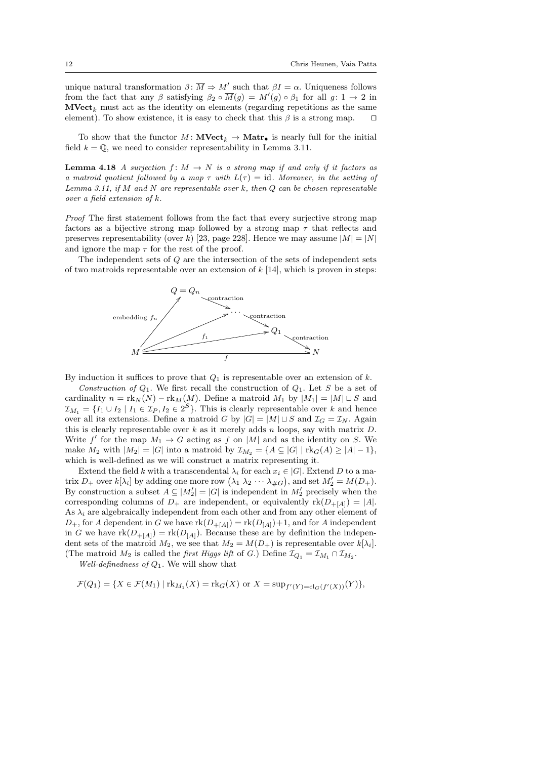unique natural transformation $\beta\colon \overline{M} \Rightarrow M'$ such that $\beta I = \alpha$. Uniqueness follows from the fact that any $\beta$ satisfying $\beta_2 \circ \overline{M}(g) = M'(g) \circ \beta_1$ for all $g\colon 1 \to 2$ in $\mathbf{MVect}_k$ must act as the identity on elements (regarding repetitions as the same element). To show existence, it is easy to check that this $\beta$ is a strong map. $\square$

To show that the functor $M\colon \mathbf{MVect}_k \to \mathbf{Matr}_\bullet$ is nearly full for the initial field $k = \mathbb{Q}$, we need to consider representability in Lemma 3.11.

**Lemma 4.18** *A surjection $f\colon M \to N$ is a strong map if and only if it factors as a matroid quotient followed by a map $\tau$ with $L(\tau) = \mathrm{id}$. Moreover, in the setting of Lemma 3.11, if $M$ and $N$ are representable over $k$, then $Q$ can be chosen representable over a field extension of $k$.*

*Proof* The first statement follows from the fact that every surjective strong map factors as a bijective strong map followed by a strong map $\tau$ that reflects and preserves representability (over $k$) [23, page 228]. Hence we may assume $|M| = |N|$ and ignore the map $\tau$ for the rest of the proof.

The independent sets of $Q$ are the intersection of the sets of independent sets of two matroids representable over an extension of $k$ [14], which is proven in steps:

$$
\begin{array}{c}
Q = Q_n \xrightarrow{\text{contraction}} \cdots \xrightarrow{\text{contraction}} Q_1 \xrightarrow{\text{contraction}} N \\
M \xrightarrow{\text{embedding } f_n} Q_n, \quad M \to \cdots, \quad M \xrightarrow{f_1} Q_1, \quad M \xrightarrow{f} N
\end{array}
$$

By induction it suffices to prove that $Q_1$ is representable over an extension of $k$.

*Construction of $Q_1$.* We first recall the construction of $Q_1$. Let $S$ be a set of cardinality $n = \mathrm{rk}_N(N) - \mathrm{rk}_M(M)$. Define a matroid $M_1$ by $|M_1| = |M| \sqcup S$ and $\mathcal{I}_{M_1} = \{I_1 \cup I_2 \mid I_1 \in \mathcal{I}_P, I_2 \in 2^S\}$. This is clearly representable over $k$ and hence over all its extensions. Define a matroid $G$ by $|G| = |M| \sqcup S$ and $\mathcal{I}_G = \mathcal{I}_N$. Again this is clearly representable over $k$ as it merely adds $n$ loops, say with matrix $D$. Write $f'$ for the map $M_1 \to G$ acting as $f$ on $|M|$ and as the identity on $S$. We make $M_2$ with $|M_2| = |G|$ into a matroid by $\mathcal{I}_{M_2} = \{A \subseteq |G| \mid \mathrm{rk}_G(A) \geq |A| - 1\}$, which is well-defined as we will construct a matrix representing it.

Extend the field $k$ with a transcendental $\lambda_i$ for each $x_i \in |G|$. Extend $D$ to a matrix $D_+$ over $k[\lambda_i]$ by adding one more row $\begin{pmatrix}\lambda_1 & \lambda_2 & \cdots & \lambda_{\#G}\end{pmatrix}$, and set $M_2' = M(D_+)$. By construction a subset $A \subseteq |M_2'| = |G|$ is independent in $M_2'$ precisely when the corresponding columns of $D_+$ are independent, or equivalently $\mathrm{rk}(D_{+[A]}) = |A|$. As $\lambda_i$ are algebraically independent from each other and from any other element of $D_+$, for $A$ dependent in $G$ we have $\mathrm{rk}(D_{+[A]}) = \mathrm{rk}(D_{[A]}) + 1$, and for $A$ independent in $G$ we have $\mathrm{rk}(D_{+[A]}) = \mathrm{rk}(D_{[A]})$. Because these are by definition the independent sets of the matroid $M_2$, we see that $M_2 = M(D_+)$ is representable over $k[\lambda_i]$. (The matroid $M_2$ is called the *first Higgs lift* of $G$.) Define $\mathcal{I}_{Q_1} = \mathcal{I}_{M_1} \cap \mathcal{I}_{M_2}$.

*Well-definedness of $Q_1$.* We will show that

$$\mathcal{F}(Q_1) = \{X \in \mathcal{F}(M_1) \mid \mathrm{rk}_{M_1}(X) = \mathrm{rk}_G(X) \text{ or } X = \sup\nolimits_{f'(Y) = \mathrm{cl}_G(f'(X))}(Y)\},$$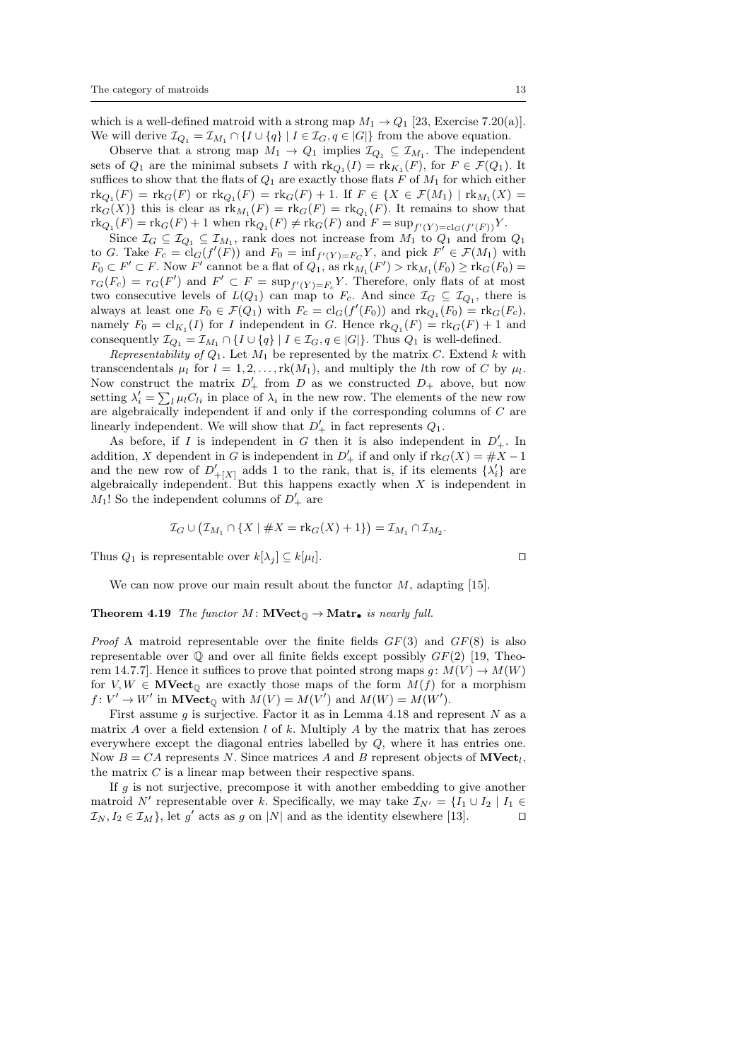which is a well-defined matroid with a strong map $M_1 \to Q_1$ [23, Exercise 7.20(a)]. We will derive $\mathcal{I}_{Q_1} = \mathcal{I}_{M_1} \cap \{I \cup \{q\} \mid I \in \mathcal{I}_G, q \in |G|\}$ from the above equation.

Observe that a strong map $M_1 \to Q_1$ implies $\mathcal{I}_{Q_1} \subseteq \mathcal{I}_{M_1}$. The independent sets of $Q_1$ are the minimal subsets $I$ with $\mathrm{rk}_{Q_1}(I) = \mathrm{rk}_{K_1}(F)$, for $F \in \mathcal{F}(Q_1)$. It suffices to show that the flats of $Q_1$ are exactly those flats $F$ of $M_1$ for which either $\mathrm{rk}_{Q_1}(F) = \mathrm{rk}_G(F)$ or $\mathrm{rk}_{Q_1}(F) = \mathrm{rk}_G(F) + 1$. If $F \in \{X \in \mathcal{F}(M_1) \mid \mathrm{rk}_{M_1}(X) = \mathrm{rk}_G(X)\}$ this is clear as $\mathrm{rk}_{M_1}(F) = \mathrm{rk}_G(F) = \mathrm{rk}_{Q_1}(F)$. It remains to show that $\mathrm{rk}_{Q_1}(F) = \mathrm{rk}_G(F) + 1$ when $\mathrm{rk}_{Q_1}(F) \neq \mathrm{rk}_G(F)$ and $F = \sup_{f'(Y) = \mathrm{cl}_G(f'(F))} Y$.

Since $\mathcal{I}_G \subseteq \mathcal{I}_{Q_1} \subseteq \mathcal{I}_{M_1}$, rank does not increase from $M_1$ to $Q_1$ and from $Q_1$ to $G$. Take $F_c = \mathrm{cl}_G(f'(F))$ and $F_0 = \inf_{f'(Y) = F_c} Y$, and pick $F' \in \mathcal{F}(M_1)$ with $F_0 \subset F' \subset F$. Now $F'$ cannot be a flat of $Q_1$, as $\mathrm{rk}_{M_1}(F') > \mathrm{rk}_{M_1}(F_0) \geq \mathrm{rk}_G(F_0) = r_G(F_c) = r_G(F')$ and $F' \subset F = \sup_{f'(Y) = F_c} Y$. Therefore, only flats of at most two consecutive levels of $L(Q_1)$ can map to $F_c$. And since $\mathcal{I}_G \subseteq \mathcal{I}_{Q_1}$, there is always at least one $F_0 \in \mathcal{F}(Q_1)$ with $F_c = \mathrm{cl}_G(f'(F_0))$ and $\mathrm{rk}_{Q_1}(F_0) = \mathrm{rk}_G(F_c)$, namely $F_0 = \mathrm{cl}_{K_1}(I)$ for $I$ independent in $G$. Hence $\mathrm{rk}_{Q_1}(F) = \mathrm{rk}_G(F) + 1$ and consequently $\mathcal{I}_{Q_1} = \mathcal{I}_{M_1} \cap \{I \cup \{q\} \mid I \in \mathcal{I}_G, q \in |G|\}$. Thus $Q_1$ is well-defined.

*Representability of* $Q_1$. Let $M_1$ be represented by the matrix $C$. Extend $k$ with transcendentals $\mu_l$ for $l = 1, 2, \ldots, \mathrm{rk}(M_1)$, and multiply the $l$th row of $C$ by $\mu_l$. Now construct the matrix $D'_+$ from $D$ as we constructed $D_+$ above, but now setting $\lambda'_i = \sum_l \mu_l C_{li}$ in place of $\lambda_i$ in the new row. The elements of the new row are algebraically independent if and only if the corresponding columns of $C$ are linearly independent. We will show that $D'_+$ in fact represents $Q_1$.

As before, if $I$ is independent in $G$ then it is also independent in $D'_+$. In addition, $X$ dependent in $G$ is independent in $D'_+$ if and only if $\mathrm{rk}_G(X) = \#X - 1$ and the new row of $D'_{+[X]}$ adds 1 to the rank, that is, if its elements $\{\lambda'_i\}$ are algebraically independent. But this happens exactly when $X$ is independent in $M_1$! So the independent columns of $D'_+$ are

$$\mathcal{I}_G \cup \big(\mathcal{I}_{M_1} \cap \{X \mid \#X = \mathrm{rk}_G(X) + 1\}\big) = \mathcal{I}_{M_1} \cap \mathcal{I}_{M_2}.$$

Thus $Q_1$ is representable over $k[\lambda_j] \subseteq k[\mu_l]$. ◻

We can now prove our main result about the functor $M$, adapting [15].

**Theorem 4.19** *The functor* $M\colon \mathbf{MVect}_{\mathbb{Q}} \to \mathbf{Matr}_{\bullet}$ *is nearly full.*

*Proof* A matroid representable over the finite fields $GF(3)$ and $GF(8)$ is also representable over $\mathbb{Q}$ and over all finite fields except possibly $GF(2)$ [19, Theorem 14.7.7]. Hence it suffices to prove that pointed strong maps $g\colon M(V) \to M(W)$ for $V, W \in \mathbf{MVect}_{\mathbb{Q}}$ are exactly those maps of the form $M(f)$ for a morphism $f\colon V' \to W'$ in $\mathbf{MVect}_{\mathbb{Q}}$ with $M(V) = M(V')$ and $M(W) = M(W')$.

First assume $g$ is surjective. Factor it as in Lemma 4.18 and represent $N$ as a matrix $A$ over a field extension $l$ of $k$. Multiply $A$ by the matrix that has zeroes everywhere except the diagonal entries labelled by $Q$, where it has entries one. Now $B = CA$ represents $N$. Since matrices $A$ and $B$ represent objects of $\mathbf{MVect}_l$, the matrix $C$ is a linear map between their respective spans.

If $g$ is not surjective, precompose it with another embedding to give another matroid $N'$ representable over $k$. Specifically, we may take $\mathcal{I}_{N'} = \{I_1 \cup I_2 \mid I_1 \in \mathcal{I}_N, I_2 \in \mathcal{I}_M\}$, let $g'$ acts as $g$ on $|N|$ and as the identity elsewhere [13]. ◻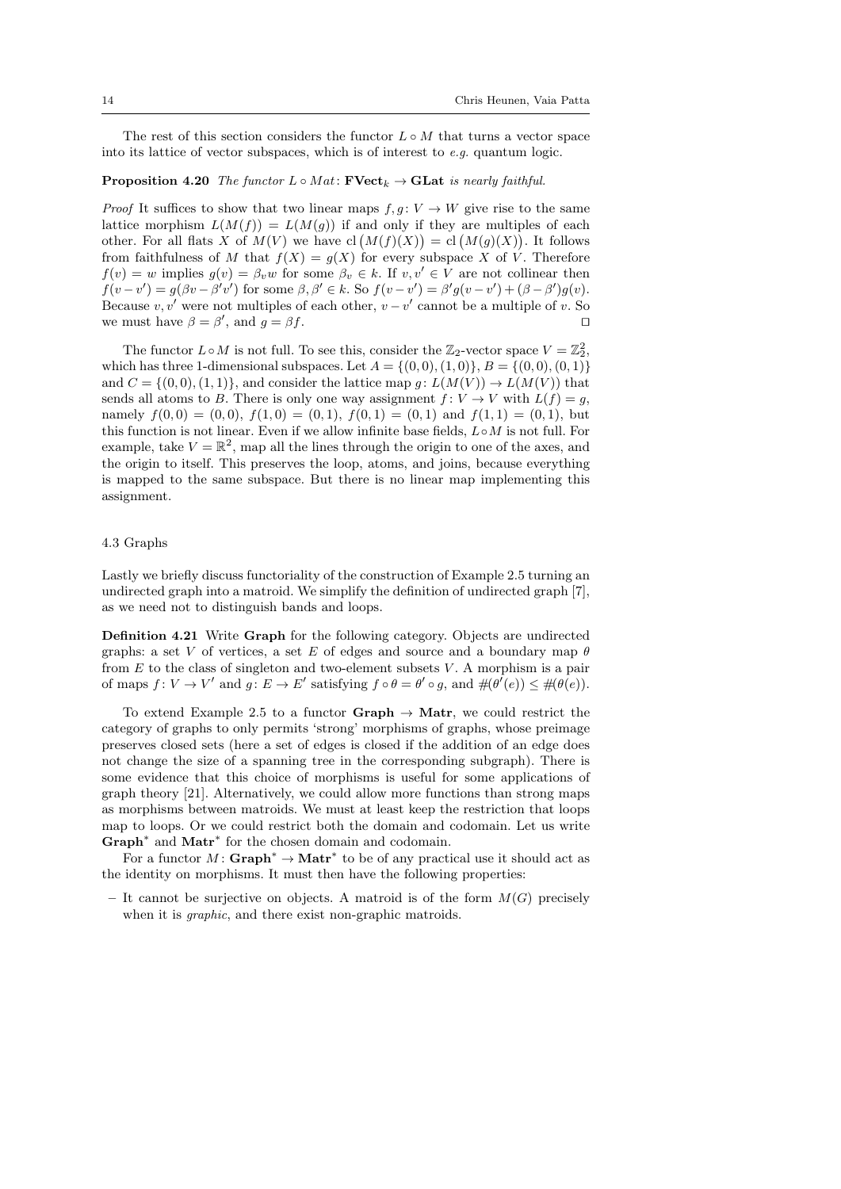The rest of this section considers the functor $L \circ M$ that turns a vector space into its lattice of vector subspaces, which is of interest to *e.g.* quantum logic.

**Proposition 4.20** *The functor $L \circ Mat\colon \mathbf{FVect}_k \to \mathbf{GLat}$ is nearly faithful.*

*Proof* It suffices to show that two linear maps $f, g\colon V \to W$ give rise to the same lattice morphism $L(M(f)) = L(M(g))$ if and only if they are multiples of each other. For all flats $X$ of $M(V)$ we have $\operatorname{cl}\big(M(f)(X)\big) = \operatorname{cl}\big(M(g)(X)\big)$. It follows from faithfulness of $M$ that $f(X) = g(X)$ for every subspace $X$ of $V$. Therefore $f(v) = w$ implies $g(v) = \beta_v w$ for some $\beta_v \in k$. If $v, v' \in V$ are not collinear then $f(v - v') = g(\beta v - \beta' v')$ for some $\beta, \beta' \in k$. So $f(v - v') = \beta' g(v - v') + (\beta - \beta')g(v)$. Because $v, v'$ were not multiples of each other, $v - v'$ cannot be a multiple of $v$. So we must have $\beta = \beta'$, and $g = \beta f$. ◻

The functor $L \circ M$ is not full. To see this, consider the $\mathbb{Z}_2$-vector space $V = \mathbb{Z}_2^2$, which has three 1-dimensional subspaces. Let $A = \{(0,0), (1,0)\}$, $B = \{(0,0), (0,1)\}$ and $C = \{(0,0), (1,1)\}$, and consider the lattice map $g\colon L(M(V)) \to L(M(V))$ that sends all atoms to $B$. There is only one way assignment $f\colon V \to V$ with $L(f) = g$, namely $f(0,0) = (0,0)$, $f(1,0) = (0,1)$, $f(0,1) = (0,1)$ and $f(1,1) = (0,1)$, but this function is not linear. Even if we allow infinite base fields, $L \circ M$ is not full. For example, take $V = \mathbb{R}^2$, map all the lines through the origin to one of the axes, and the origin to itself. This preserves the loop, atoms, and joins, because everything is mapped to the same subspace. But there is no linear map implementing this assignment.

### 4.3 Graphs

Lastly we briefly discuss functoriality of the construction of Example 2.5 turning an undirected graph into a matroid. We simplify the definition of undirected graph [7], as we need not to distinguish bands and loops.

**Definition 4.21** Write **Graph** for the following category. Objects are undirected graphs: a set $V$ of vertices, a set $E$ of edges and source and a boundary map $\theta$ from $E$ to the class of singleton and two-element subsets $V$. A morphism is a pair of maps $f\colon V \to V'$ and $g\colon E \to E'$ satisfying $f \circ \theta = \theta' \circ g$, and $\#(\theta'(e)) \leq \#(\theta(e))$.

To extend Example 2.5 to a functor $\mathbf{Graph} \to \mathbf{Matr}$, we could restrict the category of graphs to only permits 'strong' morphisms of graphs, whose preimage preserves closed sets (here a set of edges is closed if the addition of an edge does not change the size of a spanning tree in the corresponding subgraph). There is some evidence that this choice of morphisms is useful for some applications of graph theory [21]. Alternatively, we could allow more functions than strong maps as morphisms between matroids. We must at least keep the restriction that loops map to loops. Or we could restrict both the domain and codomain. Let us write $\mathbf{Graph}^*$ and $\mathbf{Matr}^*$ for the chosen domain and codomain.

For a functor $M\colon \mathbf{Graph}^* \to \mathbf{Matr}^*$ to be of any practical use it should act as the identity on morphisms. It must then have the following properties:

- It cannot be surjective on objects. A matroid is of the form $M(G)$ precisely when it is *graphic*, and there exist non-graphic matroids.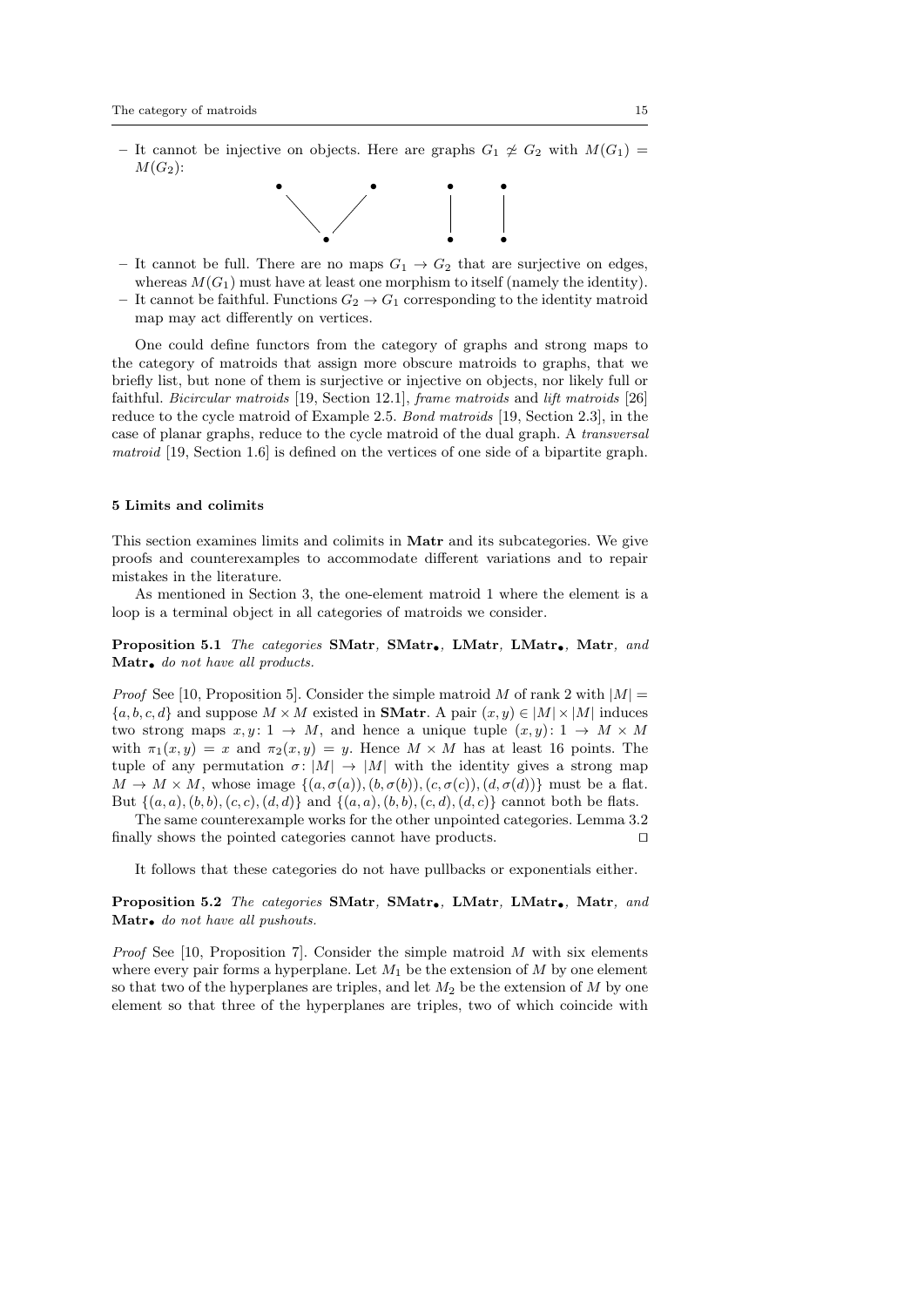– It cannot be injective on objects. Here are graphs $G_1 \not\simeq G_2$ with $M(G_1) = M(G_2)$:

– It cannot be full. There are no maps $G_1 \to G_2$ that are surjective on edges, whereas $M(G_1)$ must have at least one morphism to itself (namely the identity).
– It cannot be faithful. Functions $G_2 \to G_1$ corresponding to the identity matroid map may act differently on vertices.

One could define functors from the category of graphs and strong maps to the category of matroids that assign more obscure matroids to graphs, that we briefly list, but none of them is surjective or injective on objects, nor likely full or faithful. *Bicircular matroids* [19, Section 12.1], *frame matroids* and *lift matroids* [26] reduce to the cycle matroid of Example 2.5. *Bond matroids* [19, Section 2.3], in the case of planar graphs, reduce to the cycle matroid of the dual graph. A *transversal matroid* [19, Section 1.6] is defined on the vertices of one side of a bipartite graph.

## 5 Limits and colimits

This section examines limits and colimits in **Matr** and its subcategories. We give proofs and counterexamples to accommodate different variations and to repair mistakes in the literature.

As mentioned in Section 3, the one-element matroid 1 where the element is a loop is a terminal object in all categories of matroids we consider.

**Proposition 5.1** *The categories* **SMatr**, $\mathbf{SMatr}_\bullet$, **LMatr**, $\mathbf{LMatr}_\bullet$, **Matr**, *and* $\mathbf{Matr}_\bullet$ *do not have all products.*

*Proof* See [10, Proposition 5]. Consider the simple matroid $M$ of rank 2 with $|M| = \{a, b, c, d\}$ and suppose $M \times M$ existed in **SMatr**. A pair $(x, y) \in |M| \times |M|$ induces two strong maps $x, y \colon 1 \to M$, and hence a unique tuple $(x, y) \colon 1 \to M \times M$ with $\pi_1(x, y) = x$ and $\pi_2(x, y) = y$. Hence $M \times M$ has at least 16 points. The tuple of any permutation $\sigma \colon |M| \to |M|$ with the identity gives a strong map $M \to M \times M$, whose image $\{(a, \sigma(a)), (b, \sigma(b)), (c, \sigma(c)), (d, \sigma(d))\}$ must be a flat. But $\{(a, a), (b, b), (c, c), (d, d)\}$ and $\{(a, a), (b, b), (c, d), (d, c)\}$ cannot both be flats.

The same counterexample works for the other unpointed categories. Lemma 3.2 finally shows the pointed categories cannot have products. $\square$

It follows that these categories do not have pullbacks or exponentials either.

**Proposition 5.2** *The categories* **SMatr**, $\mathbf{SMatr}_\bullet$, **LMatr**, $\mathbf{LMatr}_\bullet$, **Matr**, *and* $\mathbf{Matr}_\bullet$ *do not have all pushouts.*

*Proof* See [10, Proposition 7]. Consider the simple matroid $M$ with six elements where every pair forms a hyperplane. Let $M_1$ be the extension of $M$ by one element so that two of the hyperplanes are triples, and let $M_2$ be the extension of $M$ by one element so that three of the hyperplanes are triples, two of which coincide with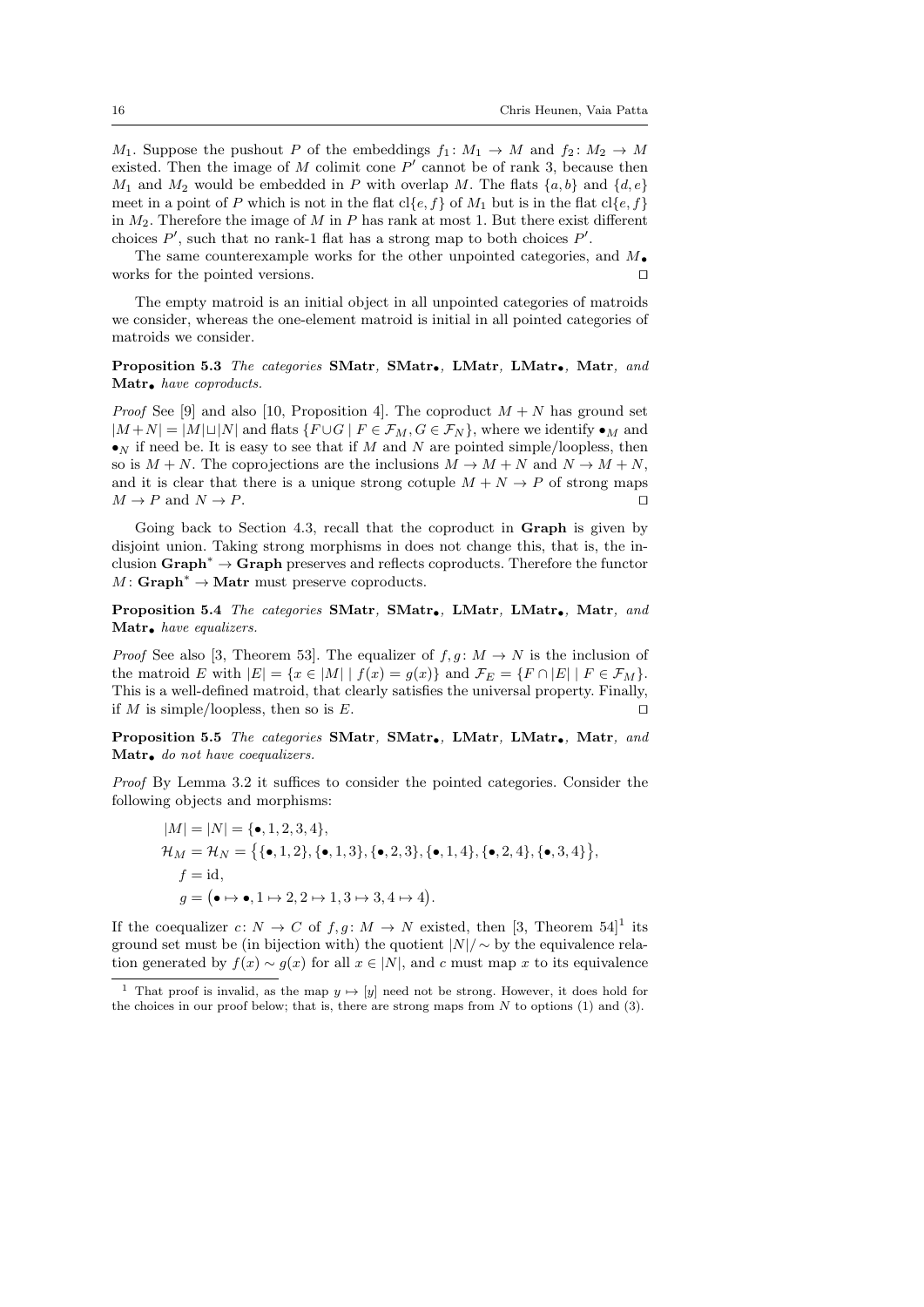$M_1$. Suppose the pushout $P$ of the embeddings $f_1 \colon M_1 \to M$ and $f_2 \colon M_2 \to M$ existed. Then the image of $M$ colimit cone $P'$ cannot be of rank 3, because then $M_1$ and $M_2$ would be embedded in $P$ with overlap $M$. The flats $\{a, b\}$ and $\{d, e\}$ meet in a point of $P$ which is not in the flat $\text{cl}\{e, f\}$ of $M_1$ but is in the flat $\text{cl}\{e, f\}$ in $M_2$. Therefore the image of $M$ in $P$ has rank at most 1. But there exist different choices $P'$, such that no rank-1 flat has a strong map to both choices $P'$.

The same counterexample works for the other unpointed categories, and $M_\bullet$ works for the pointed versions. □

The empty matroid is an initial object in all unpointed categories of matroids we consider, whereas the one-element matroid is initial in all pointed categories of matroids we consider.

**Proposition 5.3** *The categories* **SMatr***,* **SMatr$_\bullet$***,* **LMatr***,* **LMatr$_\bullet$***,* **Matr***, and* **Matr$_\bullet$** *have coproducts.*

*Proof* See [9] and also [10, Proposition 4]. The coproduct $M + N$ has ground set $|M+N| = |M| \sqcup |N|$ and flats $\{F \cup G \mid F \in \mathcal{F}_M, G \in \mathcal{F}_N\}$, where we identify $\bullet_M$ and $\bullet_N$ if need be. It is easy to see that if $M$ and $N$ are pointed simple/loopless, then so is $M + N$. The coprojections are the inclusions $M \to M + N$ and $N \to M + N$, and it is clear that there is a unique strong cotuple $M + N \to P$ of strong maps $M \to P$ and $N \to P$. □

Going back to Section 4.3, recall that the coproduct in **Graph** is given by disjoint union. Taking strong morphisms in does not change this, that is, the inclusion $\mathbf{Graph}^* \to \mathbf{Graph}$ preserves and reflects coproducts. Therefore the functor $M \colon \mathbf{Graph}^* \to \mathbf{Matr}$ must preserve coproducts.

**Proposition 5.4** *The categories* **SMatr***,* **SMatr$_\bullet$***,* **LMatr***,* **LMatr$_\bullet$***,* **Matr***, and* **Matr$_\bullet$** *have equalizers.*

*Proof* See also [3, Theorem 53]. The equalizer of $f, g \colon M \to N$ is the inclusion of the matroid $E$ with $|E| = \{x \in |M| \mid f(x) = g(x)\}$ and $\mathcal{F}_E = \{F \cap |E| \mid F \in \mathcal{F}_M\}$. This is a well-defined matroid, that clearly satisfies the universal property. Finally, if $M$ is simple/loopless, then so is $E$. □

**Proposition 5.5** *The categories* **SMatr***,* **SMatr$_\bullet$***,* **LMatr***,* **LMatr$_\bullet$***,* **Matr***, and* **Matr$_\bullet$** *do not have coequalizers.*

*Proof* By Lemma 3.2 it suffices to consider the pointed categories. Consider the following objects and morphisms:

$$
\begin{aligned}
|M| = |N| &= \{\bullet, 1, 2, 3, 4\}, \\
\mathcal{H}_M = \mathcal{H}_N &= \big\{\{\bullet, 1, 2\}, \{\bullet, 1, 3\}, \{\bullet, 2, 3\}, \{\bullet, 1, 4\}, \{\bullet, 2, 4\}, \{\bullet, 3, 4\}\big\}, \\
f &= \text{id}, \\
g &= \big(\bullet \mapsto \bullet, 1 \mapsto 2, 2 \mapsto 1, 3 \mapsto 3, 4 \mapsto 4\big).
\end{aligned}
$$

If the coequalizer $c \colon N \to C$ of $f, g \colon M \to N$ existed, then [3, Theorem 54][1] its ground set must be (in bijection with) the quotient $|N|/\sim$ by the equivalence relation generated by $f(x) \sim g(x)$ for all $x \in |N|$, and $c$ must map $x$ to its equivalence

[1] That proof is invalid, as the map $y \mapsto [y]$ need not be strong. However, it does hold for the choices in our proof below; that is, there are strong maps from $N$ to options (1) and (3).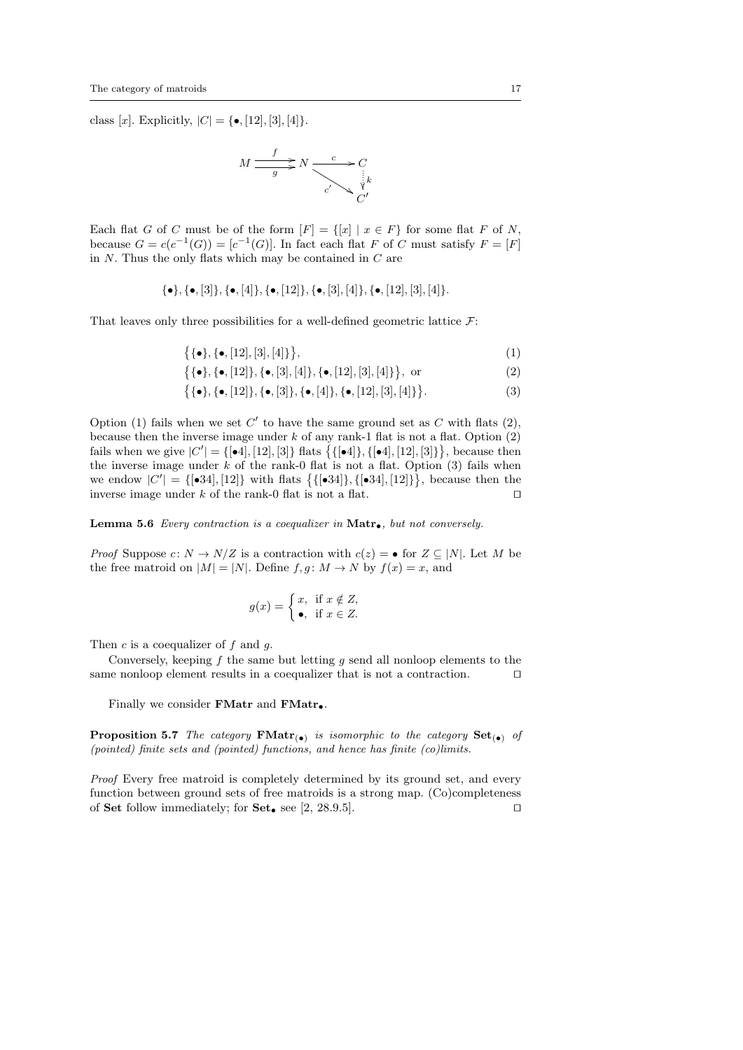class $[x]$. Explicitly, $|C| = \{\bullet, [12], [3], [4]\}$.

$$\begin{array}{ccccc} M & \overset{f}{\underset{g}{\rightrightarrows}} & N & \xrightarrow{c} & C \\ & & & \underset{c'}{\searrow} & \downarrow k \\ & & & & C' \end{array}$$

Each flat $G$ of $C$ must be of the form $[F] = \{[x] \mid x \in F\}$ for some flat $F$ of $N$, because $G = c(c^{-1}(G)) = [c^{-1}(G)]$. In fact each flat $F$ of $C$ must satisfy $F = [F]$ in $N$. Thus the only flats which may be contained in $C$ are

$$\{\bullet\}, \{\bullet, [3]\}, \{\bullet, [4]\}, \{\bullet, [12]\}, \{\bullet, [3], [4]\}, \{\bullet, [12], [3], [4]\}.$$

That leaves only three possibilities for a well-defined geometric lattice $\mathcal{F}$:

$$\big\{\{\bullet\}, \{\bullet, [12], [3], [4]\}\big\}, \tag{1}$$

$$\big\{\{\bullet\}, \{\bullet, [12]\}, \{\bullet, [3], [4]\}, \{\bullet, [12], [3], [4]\}\big\}, \text{ or} \tag{2}$$

$$\big\{\{\bullet\}, \{\bullet, [12]\}, \{\bullet, [3]\}, \{\bullet, [4]\}, \{\bullet, [12], [3], [4]\}\big\}. \tag{3}$$

Option (1) fails when we set $C'$ to have the same ground set as $C$ with flats (2), because then the inverse image under $k$ of any rank-1 flat is not a flat. Option (2) fails when we give $|C'| = \{[\bullet 4], [12], [3]\}$ flats $\big\{\{[\bullet 4]\}, \{[\bullet 4], [12], [3]\}\big\}$, because then the inverse image under $k$ of the rank-0 flat is not a flat. Option (3) fails when we endow $|C'| = \{[\bullet 34], [12]\}$ with flats $\big\{\{[\bullet 34]\}, \{[\bullet 34], [12]\}\big\}$, because then the inverse image under $k$ of the rank-0 flat is not a flat. □

**Lemma 5.6** *Every contraction is a coequalizer in* $\mathbf{Matr}_\bullet$*, but not conversely.*

*Proof* Suppose $c\colon N \to N/Z$ is a contraction with $c(z) = \bullet$ for $Z \subseteq |N|$. Let $M$ be the free matroid on $|M| = |N|$. Define $f, g\colon M \to N$ by $f(x) = x$, and

$$g(x) = \begin{cases} x, & \text{if } x \notin Z, \\ \bullet, & \text{if } x \in Z. \end{cases}$$

Then $c$ is a coequalizer of $f$ and $g$.

Conversely, keeping $f$ the same but letting $g$ send all nonloop elements to the same nonloop element results in a coequalizer that is not a contraction. □

Finally we consider $\mathbf{FMatr}$ and $\mathbf{FMatr}_\bullet$.

**Proposition 5.7** *The category* $\mathbf{FMatr}_{(\bullet)}$ *is isomorphic to the category* $\mathbf{Set}_{(\bullet)}$ *of (pointed) finite sets and (pointed) functions, and hence has finite (co)limits.*

*Proof* Every free matroid is completely determined by its ground set, and every function between ground sets of free matroids is a strong map. (Co)completeness of $\mathbf{Set}$ follow immediately; for $\mathbf{Set}_\bullet$ see [2, 28.9.5]. □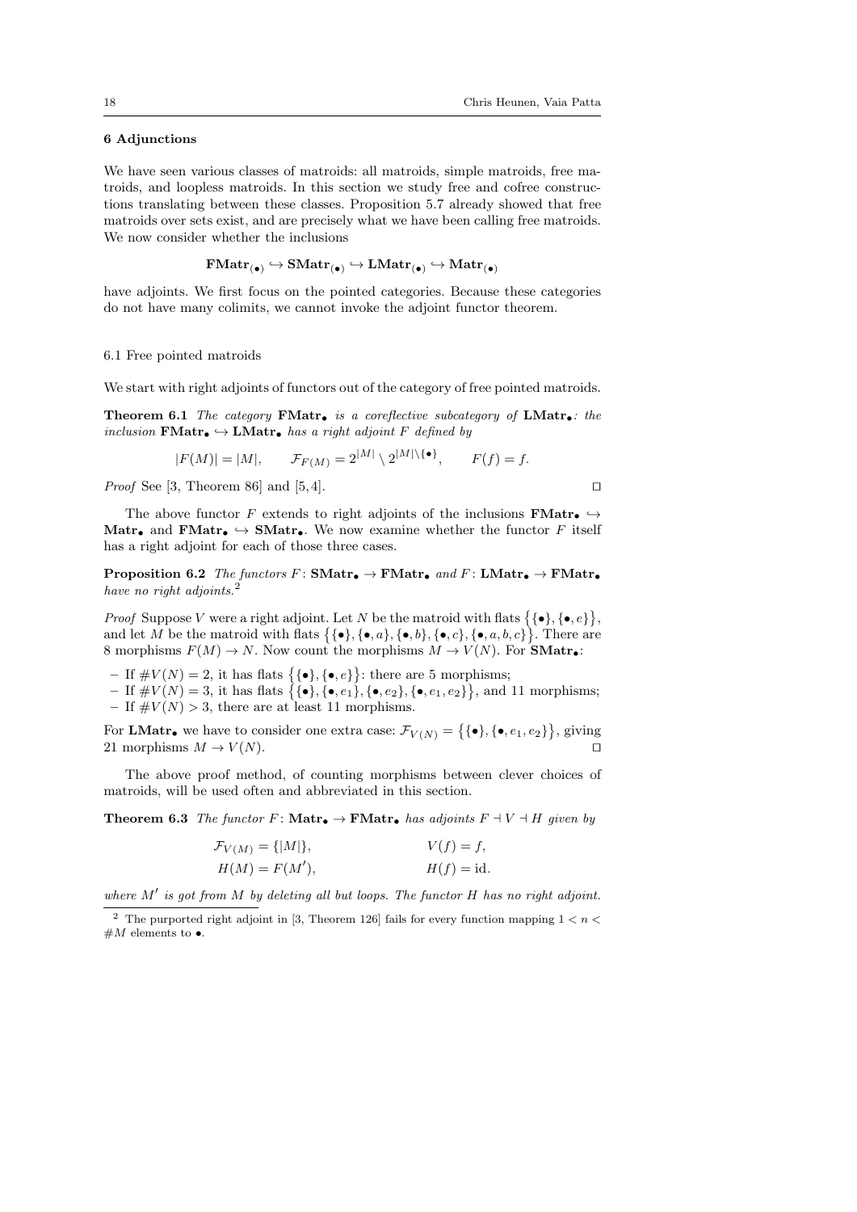## 6 Adjunctions

We have seen various classes of matroids: all matroids, simple matroids, free matroids, and loopless matroids. In this section we study free and cofree constructions translating between these classes. Proposition 5.7 already showed that free matroids over sets exist, and are precisely what we have been calling free matroids. We now consider whether the inclusions

$$\mathbf{FMatr}_{(\bullet)} \hookrightarrow \mathbf{SMatr}_{(\bullet)} \hookrightarrow \mathbf{LMatr}_{(\bullet)} \hookrightarrow \mathbf{Matr}_{(\bullet)}$$

have adjoints. We first focus on the pointed categories. Because these categories do not have many colimits, we cannot invoke the adjoint functor theorem.

### 6.1 Free pointed matroids

We start with right adjoints of functors out of the category of free pointed matroids.

**Theorem 6.1** *The category $\mathbf{FMatr}_\bullet$ is a coreflective subcategory of $\mathbf{LMatr}_\bullet$: the inclusion $\mathbf{FMatr}_\bullet \hookrightarrow \mathbf{LMatr}_\bullet$ has a right adjoint $F$ defined by*

$$|F(M)| = |M|, \qquad \mathcal{F}_{F(M)} = 2^{|M|} \setminus 2^{|M| \setminus \{\bullet\}}, \qquad F(f) = f.$$

*Proof* See [3, Theorem 86] and [5,4]. $\square$

The above functor $F$ extends to right adjoints of the inclusions $\mathbf{FMatr}_\bullet \hookrightarrow \mathbf{Matr}_\bullet$ and $\mathbf{FMatr}_\bullet \hookrightarrow \mathbf{SMatr}_\bullet$. We now examine whether the functor $F$ itself has a right adjoint for each of those three cases.

**Proposition 6.2** *The functors $F \colon \mathbf{SMatr}_\bullet \to \mathbf{FMatr}_\bullet$ and $F \colon \mathbf{LMatr}_\bullet \to \mathbf{FMatr}_\bullet$ have no right adjoints.*[2]

*Proof* Suppose $V$ were a right adjoint. Let $N$ be the matroid with flats $\{\{\bullet\}, \{\bullet, e\}\}$, and let $M$ be the matroid with flats $\{\{\bullet\}, \{\bullet, a\}, \{\bullet, b\}, \{\bullet, c\}, \{\bullet, a, b, c\}\}$. There are 8 morphisms $F(M) \to N$. Now count the morphisms $M \to V(N)$. For $\mathbf{SMatr}_\bullet$:

- If $\#V(N) = 2$, it has flats $\{\{\bullet\}, \{\bullet, e\}\}$: there are 5 morphisms;
- If $\#V(N) = 3$, it has flats $\{\{\bullet\}, \{\bullet, e_1\}, \{\bullet, e_2\}, \{\bullet, e_1, e_2\}\}$, and 11 morphisms;
- If $\#V(N) > 3$, there are at least 11 morphisms.

For $\mathbf{LMatr}_\bullet$ we have to consider one extra case: $\mathcal{F}_{V(N)} = \{\{\bullet\}, \{\bullet, e_1, e_2\}\}$, giving 21 morphisms $M \to V(N)$. $\square$

The above proof method, of counting morphisms between clever choices of matroids, will be used often and abbreviated in this section.

**Theorem 6.3** *The functor $F \colon \mathbf{Matr}_\bullet \to \mathbf{FMatr}_\bullet$ has adjoints $F \dashv V \dashv H$ given by*

$$\mathcal{F}_{V(M)} = \{|M|\}, \qquad V(f) = f,$$
$$H(M) = F(M'), \qquad H(f) = \mathrm{id}.$$

*where $M'$ is got from $M$ by deleting all but loops. The functor $H$ has no right adjoint.*

---

[2] The purported right adjoint in [3, Theorem 126] fails for every function mapping $1 < n < \#M$ elements to $\bullet$.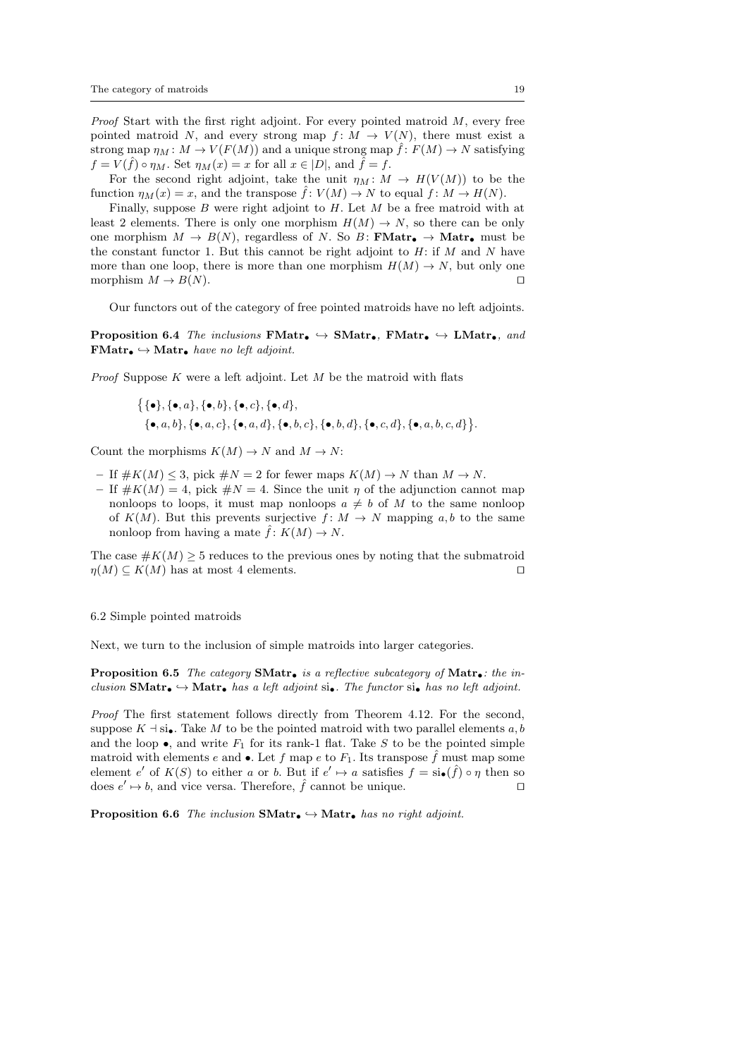*Proof* Start with the first right adjoint. For every pointed matroid $M$, every free pointed matroid $N$, and every strong map $f\colon M \to V(N)$, there must exist a strong map $\eta_M \colon M \to V(F(M))$ and a unique strong map $\hat{f}\colon F(M) \to N$ satisfying $f = V(\hat{f}) \circ \eta_M$. Set $\eta_M(x) = x$ for all $x \in |D|$, and $\hat{f} = f$.

For the second right adjoint, take the unit $\eta_M \colon M \to H(V(M))$ to be the function $\eta_M(x) = x$, and the transpose $\hat{f}\colon V(M) \to N$ to equal $f\colon M \to H(N)$.

Finally, suppose $B$ were right adjoint to $H$. Let $M$ be a free matroid with at least 2 elements. There is only one morphism $H(M) \to N$, so there can be only one morphism $M \to B(N)$, regardless of $N$. So $B\colon \mathbf{FMatr}_\bullet \to \mathbf{Matr}_\bullet$ must be the constant functor 1. But this cannot be right adjoint to $H$: if $M$ and $N$ have more than one loop, there is more than one morphism $H(M) \to N$, but only one morphism $M \to B(N)$. $\square$

Our functors out of the category of free pointed matroids have no left adjoints.

**Proposition 6.4** *The inclusions* $\mathbf{FMatr}_\bullet \hookrightarrow \mathbf{SMatr}_\bullet$*,* $\mathbf{FMatr}_\bullet \hookrightarrow \mathbf{LMatr}_\bullet$*, and* $\mathbf{FMatr}_\bullet \hookrightarrow \mathbf{Matr}_\bullet$ *have no left adjoint.*

*Proof* Suppose $K$ were a left adjoint. Let $M$ be the matroid with flats

$$\big\{\{\bullet\}, \{\bullet, a\}, \{\bullet, b\}, \{\bullet, c\}, \{\bullet, d\},$$
$$\{\bullet, a, b\}, \{\bullet, a, c\}, \{\bullet, a, d\}, \{\bullet, b, c\}, \{\bullet, b, d\}, \{\bullet, c, d\}, \{\bullet, a, b, c, d\}\big\}.$$

Count the morphisms $K(M) \to N$ and $M \to N$:

- If $\#K(M) \leq 3$, pick $\#N = 2$ for fewer maps $K(M) \to N$ than $M \to N$.
- If $\#K(M) = 4$, pick $\#N = 4$. Since the unit $\eta$ of the adjunction cannot map nonloops to loops, it must map nonloops $a \neq b$ of $M$ to the same nonloop of $K(M)$. But this prevents surjective $f\colon M \to N$ mapping $a, b$ to the same nonloop from having a mate $\hat{f}\colon K(M) \to N$.

The case $\#K(M) \geq 5$ reduces to the previous ones by noting that the submatroid $\eta(M) \subseteq K(M)$ has at most 4 elements. $\square$

### 6.2 Simple pointed matroids

Next, we turn to the inclusion of simple matroids into larger categories.

**Proposition 6.5** *The category* $\mathbf{SMatr}_\bullet$ *is a reflective subcategory of* $\mathbf{Matr}_\bullet$*: the inclusion* $\mathbf{SMatr}_\bullet \hookrightarrow \mathbf{Matr}_\bullet$ *has a left adjoint* $\mathrm{si}_\bullet$*. The functor* $\mathrm{si}_\bullet$ *has no left adjoint.*

*Proof* The first statement follows directly from Theorem 4.12. For the second, suppose $K \dashv \mathrm{si}_\bullet$. Take $M$ to be the pointed matroid with two parallel elements $a, b$ and the loop $\bullet$, and write $F_1$ for its rank-1 flat. Take $S$ to be the pointed simple matroid with elements $e$ and $\bullet$. Let $f$ map $e$ to $F_1$. Its transpose $\hat{f}$ must map some element $e'$ of $K(S)$ to either $a$ or $b$. But if $e' \mapsto a$ satisfies $f = \mathrm{si}_\bullet(\hat{f}) \circ \eta$ then so does $e' \mapsto b$, and vice versa. Therefore, $\hat{f}$ cannot be unique. $\square$

**Proposition 6.6** *The inclusion* $\mathbf{SMatr}_\bullet \hookrightarrow \mathbf{Matr}_\bullet$ *has no right adjoint.*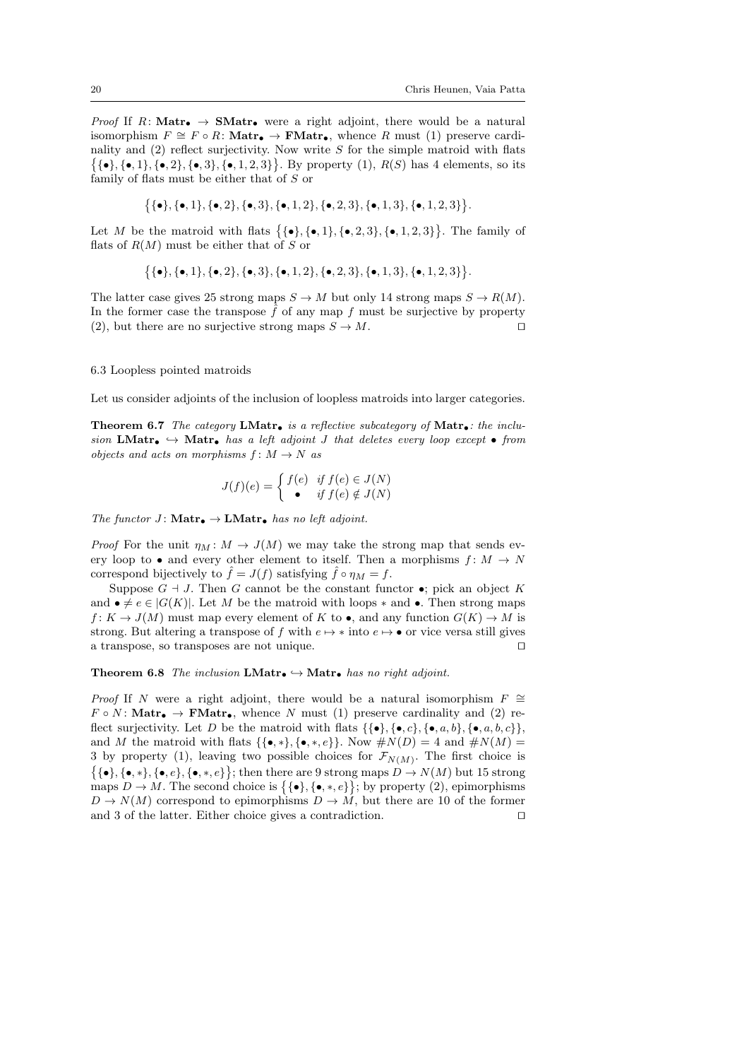*Proof* If $R\colon \mathbf{Matr}_\bullet \to \mathbf{SMatr}_\bullet$ were a right adjoint, there would be a natural isomorphism $F \cong F \circ R\colon \mathbf{Matr}_\bullet \to \mathbf{FMatr}_\bullet$, whence $R$ must (1) preserve cardinality and (2) reflect surjectivity. Now write $S$ for the simple matroid with flats $\big\{\{\bullet\},\{\bullet,1\},\{\bullet,2\},\{\bullet,3\},\{\bullet,1,2,3\}\big\}$. By property (1), $R(S)$ has 4 elements, so its family of flats must be either that of $S$ or

$$\big\{\{\bullet\},\{\bullet,1\},\{\bullet,2\},\{\bullet,3\},\{\bullet,1,2\},\{\bullet,2,3\},\{\bullet,1,3\},\{\bullet,1,2,3\}\big\}.$$

Let $M$ be the matroid with flats $\big\{\{\bullet\},\{\bullet,1\},\{\bullet,2,3\},\{\bullet,1,2,3\}\big\}$. The family of flats of $R(M)$ must be either that of $S$ or

$$\big\{\{\bullet\},\{\bullet,1\},\{\bullet,2\},\{\bullet,3\},\{\bullet,1,2\},\{\bullet,2,3\},\{\bullet,1,3\},\{\bullet,1,2,3\}\big\}.$$

The latter case gives 25 strong maps $S \to M$ but only 14 strong maps $S \to R(M)$. In the former case the transpose $\hat{f}$ of any map $f$ must be surjective by property (2), but there are no surjective strong maps $S \to M$. ⊓⊔

### 6.3 Loopless pointed matroids

Let us consider adjoints of the inclusion of loopless matroids into larger categories.

**Theorem 6.7** *The category $\mathbf{LMatr}_\bullet$ is a reflective subcategory of $\mathbf{Matr}_\bullet$: the inclusion $\mathbf{LMatr}_\bullet \hookrightarrow \mathbf{Matr}_\bullet$ has a left adjoint $J$ that deletes every loop except $\bullet$ from objects and acts on morphisms $f\colon M \to N$ as*

$$J(f)(e) = \begin{cases} f(e) & \text{if } f(e) \in J(N) \\ \bullet & \text{if } f(e) \notin J(N) \end{cases}$$

*The functor $J\colon \mathbf{Matr}_\bullet \to \mathbf{LMatr}_\bullet$ has no left adjoint.*

*Proof* For the unit $\eta_M\colon M \to J(M)$ we may take the strong map that sends every loop to $\bullet$ and every other element to itself. Then a morphisms $f\colon M \to N$ correspond bijectively to $\hat{f} = J(f)$ satisfying $\hat{f} \circ \eta_M = f$.

Suppose $G \dashv J$. Then $G$ cannot be the constant functor $\bullet$; pick an object $K$ and $\bullet \neq e \in |G(K)|$. Let $M$ be the matroid with loops $*$ and $\bullet$. Then strong maps $f\colon K \to J(M)$ must map every element of $K$ to $\bullet$, and any function $G(K) \to M$ is strong. But altering a transpose of $f$ with $e \mapsto *$ into $e \mapsto \bullet$ or vice versa still gives a transpose, so transposes are not unique. ⊓⊔

**Theorem 6.8** *The inclusion $\mathbf{LMatr}_\bullet \hookrightarrow \mathbf{Matr}_\bullet$ has no right adjoint.*

*Proof* If $N$ were a right adjoint, there would be a natural isomorphism $F \cong F \circ N\colon \mathbf{Matr}_\bullet \to \mathbf{FMatr}_\bullet$, whence $N$ must (1) preserve cardinality and (2) reflect surjectivity. Let $D$ be the matroid with flats $\{\{\bullet\},\{\bullet,c\},\{\bullet,a,b\},\{\bullet,a,b,c\}\}$, and $M$ the matroid with flats $\{\{\bullet,*\},\{\bullet,*,e\}\}$. Now $\#N(D) = 4$ and $\#N(M) = 3$ by property (1), leaving two possible choices for $\mathcal{F}_{N(M)}$. The first choice is $\big\{\{\bullet\},\{\bullet,*\},\{\bullet,e\},\{\bullet,*,e\}\big\}$; then there are 9 strong maps $D \to N(M)$ but 15 strong maps $D \to M$. The second choice is $\big\{\{\bullet\},\{\bullet,*,e\}\big\}$; by property (2), epimorphisms $D \to N(M)$ correspond to epimorphisms $D \to M$, but there are 10 of the former and 3 of the latter. Either choice gives a contradiction. ⊓⊔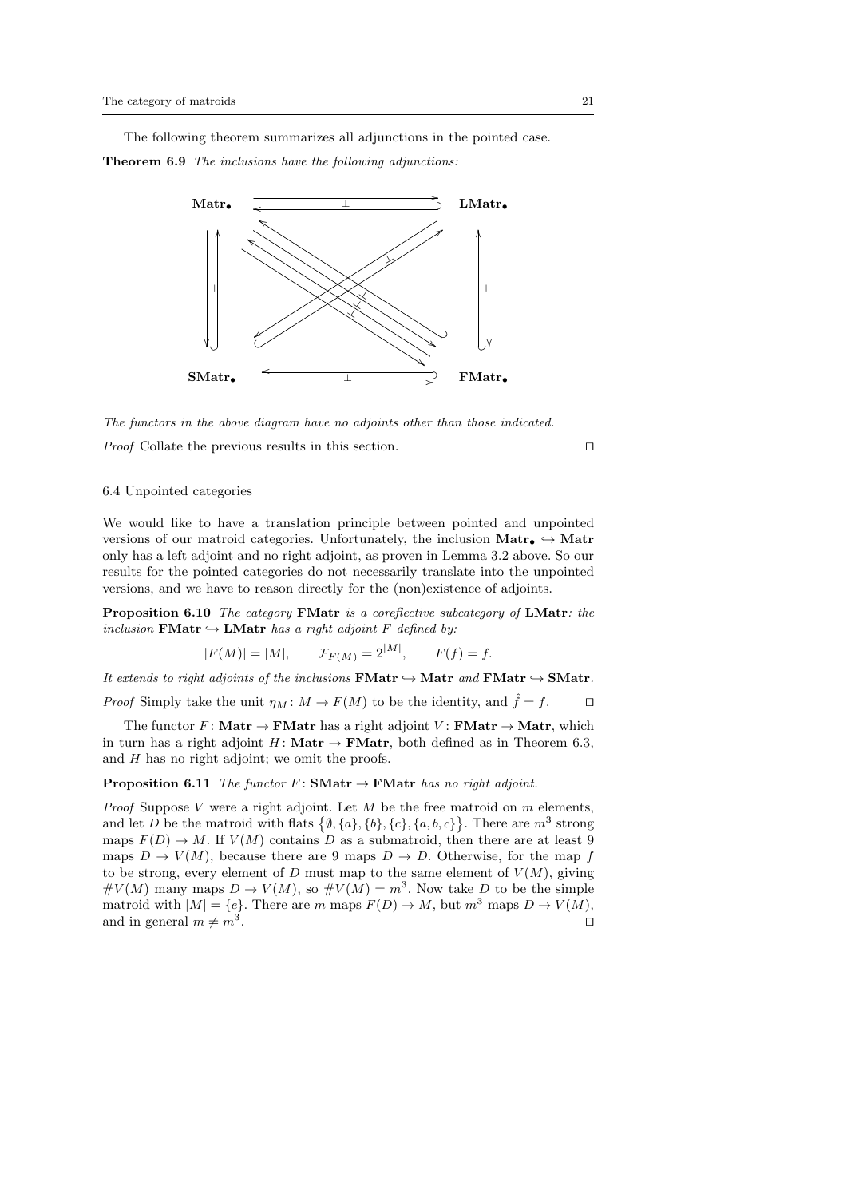The following theorem summarizes all adjunctions in the pointed case.

**Theorem 6.9** *The inclusions have the following adjunctions:*

$$
\begin{array}{ccc}
\mathbf{Matr}_\bullet & \rightleftarrows & \mathbf{LMatr}_\bullet \\
\updownarrow & \times & \updownarrow \\
\mathbf{SMatr}_\bullet & \rightleftarrows & \mathbf{FMatr}_\bullet
\end{array}
$$

*The functors in the above diagram have no adjoints other than those indicated.*

*Proof* Collate the previous results in this section. □

### 6.4 Unpointed categories

We would like to have a translation principle between pointed and unpointed versions of our matroid categories. Unfortunately, the inclusion $\mathbf{Matr}_\bullet \hookrightarrow \mathbf{Matr}$ only has a left adjoint and no right adjoint, as proven in Lemma 3.2 above. So our results for the pointed categories do not necessarily translate into the unpointed versions, and we have to reason directly for the (non)existence of adjoints.

**Proposition 6.10** *The category* $\mathbf{FMatr}$ *is a coreflective subcategory of* $\mathbf{LMatr}$*: the inclusion* $\mathbf{FMatr} \hookrightarrow \mathbf{LMatr}$ *has a right adjoint* $F$ *defined by:*

$$|F(M)| = |M|, \qquad \mathcal{F}_{F(M)} = 2^{|M|}, \qquad F(f) = f.$$

*It extends to right adjoints of the inclusions* $\mathbf{FMatr} \hookrightarrow \mathbf{Matr}$ *and* $\mathbf{FMatr} \hookrightarrow \mathbf{SMatr}$*.*

*Proof* Simply take the unit $\eta_M : M \to F(M)$ to be the identity, and $\hat{f} = f$. □

The functor $F : \mathbf{Matr} \to \mathbf{FMatr}$ has a right adjoint $V : \mathbf{FMatr} \to \mathbf{Matr}$, which in turn has a right adjoint $H : \mathbf{Matr} \to \mathbf{FMatr}$, both defined as in Theorem 6.3, and $H$ has no right adjoint; we omit the proofs.

**Proposition 6.11** *The functor* $F : \mathbf{SMatr} \to \mathbf{FMatr}$ *has no right adjoint.*

*Proof* Suppose $V$ were a right adjoint. Let $M$ be the free matroid on $m$ elements, and let $D$ be the matroid with flats $\{\emptyset, \{a\}, \{b\}, \{c\}, \{a, b, c\}\}$. There are $m^3$ strong maps $F(D) \to M$. If $V(M)$ contains $D$ as a submatroid, then there are at least 9 maps $D \to V(M)$, because there are 9 maps $D \to D$. Otherwise, for the map $f$ to be strong, every element of $D$ must map to the same element of $V(M)$, giving $\#V(M)$ many maps $D \to V(M)$, so $\#V(M) = m^3$. Now take $D$ to be the simple matroid with $|M| = \{e\}$. There are $m$ maps $F(D) \to M$, but $m^3$ maps $D \to V(M)$, and in general $m \neq m^3$. □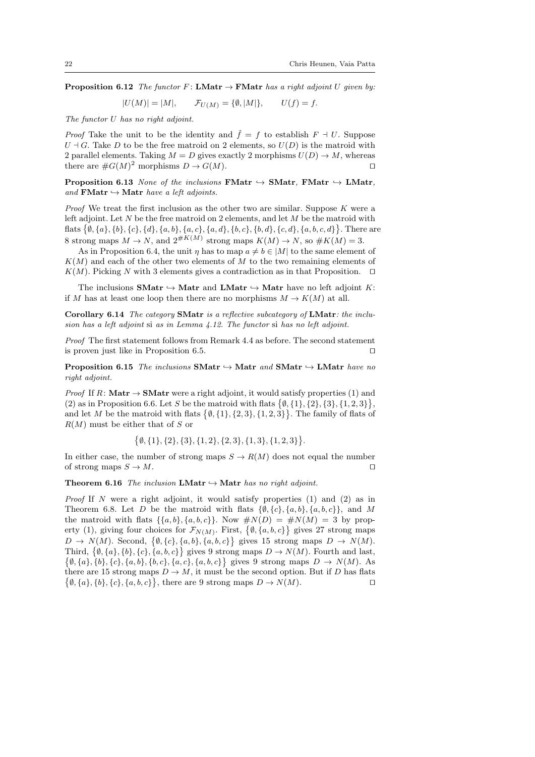**Proposition 6.12** *The functor $F\colon \mathbf{LMatr} \to \mathbf{FMatr}$ has a right adjoint $U$ given by:*

$$|U(M)| = |M|, \qquad \mathcal{F}_{U(M)} = \{\emptyset, |M|\}, \qquad U(f) = f.$$

*The functor $U$ has no right adjoint.*

*Proof* Take the unit to be the identity and $\hat{f} = f$ to establish $F \dashv U$. Suppose $U \dashv G$. Take $D$ to be the free matroid on 2 elements, so $U(D)$ is the matroid with 2 parallel elements. Taking $M = D$ gives exactly 2 morphisms $U(D) \to M$, whereas there are $\#G(M)^2$ morphisms $D \to G(M)$. ◻

**Proposition 6.13** *None of the inclusions $\mathbf{FMatr} \hookrightarrow \mathbf{SMatr}$, $\mathbf{FMatr} \hookrightarrow \mathbf{LMatr}$, and $\mathbf{FMatr} \hookrightarrow \mathbf{Matr}$ have a left adjoints.*

*Proof* We treat the first inclusion as the other two are similar. Suppose $K$ were a left adjoint. Let $N$ be the free matroid on 2 elements, and let $M$ be the matroid with flats $\big\{\emptyset, \{a\}, \{b\}, \{c\}, \{d\}, \{a,b\}, \{a,c\}, \{a,d\}, \{b,c\}, \{b,d\}, \{c,d\}, \{a,b,c,d\}\big\}$. There are 8 strong maps $M \to N$, and $2^{\#K(M)}$ strong maps $K(M) \to N$, so $\#K(M) = 3$.

As in Proposition 6.4, the unit $\eta$ has to map $a \neq b \in |M|$ to the same element of $K(M)$ and each of the other two elements of $M$ to the two remaining elements of $K(M)$. Picking $N$ with 3 elements gives a contradiction as in that Proposition. ◻

The inclusions $\mathbf{SMatr} \hookrightarrow \mathbf{Matr}$ and $\mathbf{LMatr} \hookrightarrow \mathbf{Matr}$ have no left adjoint $K$: if $M$ has at least one loop then there are no morphisms $M \to K(M)$ at all.

**Corollary 6.14** *The category $\mathbf{SMatr}$ is a reflective subcategory of $\mathbf{LMatr}$: the inclusion has a left adjoint* si *as in Lemma 4.12. The functor* si *has no left adjoint.*

*Proof* The first statement follows from Remark 4.4 as before. The second statement is proven just like in Proposition 6.5. ◻

**Proposition 6.15** *The inclusions $\mathbf{SMatr} \hookrightarrow \mathbf{Matr}$ and $\mathbf{SMatr} \hookrightarrow \mathbf{LMatr}$ have no right adjoint.*

*Proof* If $R\colon \mathbf{Matr} \to \mathbf{SMatr}$ were a right adjoint, it would satisfy properties (1) and (2) as in Proposition 6.6. Let $S$ be the matroid with flats $\big\{\emptyset, \{1\}, \{2\}, \{3\}, \{1,2,3\}\big\}$, and let $M$ be the matroid with flats $\big\{\emptyset, \{1\}, \{2,3\}, \{1,2,3\}\big\}$. The family of flats of $R(M)$ must be either that of $S$ or

$$\big\{\emptyset, \{1\}, \{2\}, \{3\}, \{1,2\}, \{2,3\}, \{1,3\}, \{1,2,3\}\big\}.$$

In either case, the number of strong maps $S \to R(M)$ does not equal the number of strong maps $S \to M$. ◻

**Theorem 6.16** *The inclusion $\mathbf{LMatr} \hookrightarrow \mathbf{Matr}$ has no right adjoint.*

*Proof* If $N$ were a right adjoint, it would satisfy properties (1) and (2) as in Theorem 6.8. Let $D$ be the matroid with flats $\{\emptyset, \{c\}, \{a,b\}, \{a,b,c\}\}$, and $M$ the matroid with flats $\{\{a,b\}, \{a,b,c\}\}$. Now $\#N(D) = \#N(M) = 3$ by property (1), giving four choices for $\mathcal{F}_{N(M)}$. First, $\big\{\emptyset, \{a,b,c\}\big\}$ gives 27 strong maps $D \to N(M)$. Second, $\big\{\emptyset, \{c\}, \{a,b\}, \{a,b,c\}\big\}$ gives 15 strong maps $D \to N(M)$. Third, $\big\{\emptyset, \{a\}, \{b\}, \{c\}, \{a,b,c\}\big\}$ gives 9 strong maps $D \to N(M)$. Fourth and last, $\big\{\emptyset, \{a\}, \{b\}, \{c\}, \{a,b\}, \{b,c\}, \{a,c\}, \{a,b,c\}\big\}$ gives 9 strong maps $D \to N(M)$. As there are 15 strong maps $D \to M$, it must be the second option. But if $D$ has flats $\big\{\emptyset, \{a\}, \{b\}, \{c\}, \{a,b,c\}\big\}$, there are 9 strong maps $D \to N(M)$. ◻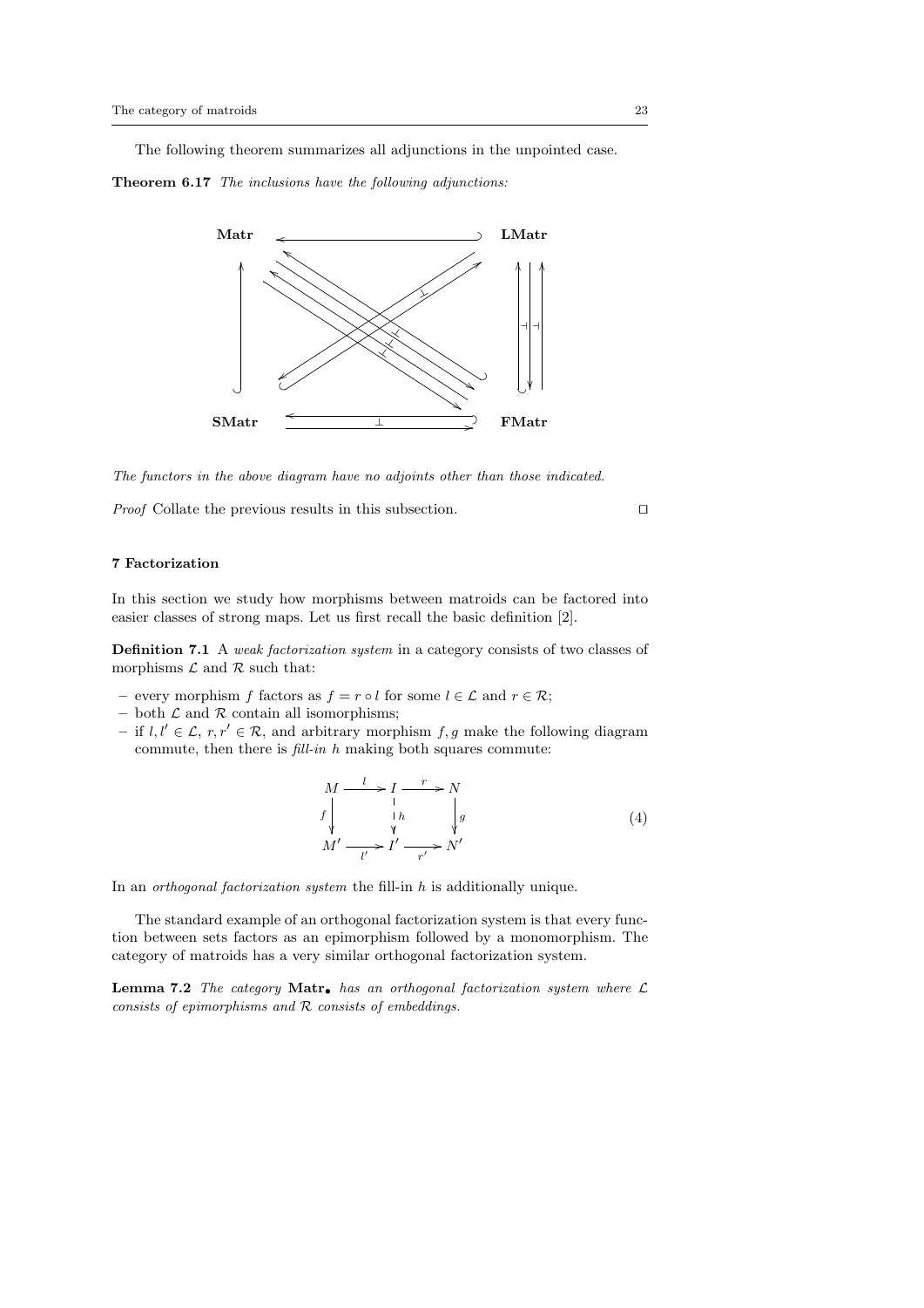The following theorem summarizes all adjunctions in the unpointed case.

**Theorem 6.17** *The inclusions have the following adjunctions:*

$$
\begin{array}{ccc}
\mathbf{Matr} & \longleftarrow\!\!\supset & \mathbf{LMatr} \\
\uparrow & & \\
\mathbf{SMatr} & \overset{\longleftarrow}{\underset{\longrightarrow}{\perp}} & \mathbf{FMatr}
\end{array}
$$

*The functors in the above diagram have no adjoints other than those indicated.*

*Proof* Collate the previous results in this subsection. □

## 7 Factorization

In this section we study how morphisms between matroids can be factored into easier classes of strong maps. Let us first recall the basic definition [2].

**Definition 7.1** A *weak factorization system* in a category consists of two classes of morphisms $\mathcal{L}$ and $\mathcal{R}$ such that:

- every morphism $f$ factors as $f = r \circ l$ for some $l \in \mathcal{L}$ and $r \in \mathcal{R}$;
- both $\mathcal{L}$ and $\mathcal{R}$ contain all isomorphisms;
- if $l, l' \in \mathcal{L}$, $r, r' \in \mathcal{R}$, and arbitrary morphism $f, g$ make the following diagram commute, then there is *fill-in* $h$ making both squares commute:

$$
\begin{array}{ccccc}
M & \xrightarrow{l} & I & \xrightarrow{r} & N \\
{\scriptstyle f}\downarrow & & \downarrow{\scriptstyle h} & & \downarrow{\scriptstyle g} \\
M' & \xrightarrow[l']{} & I' & \xrightarrow[r']{} & N'
\end{array}
\qquad (4)
$$

In an *orthogonal factorization system* the fill-in $h$ is additionally unique.

The standard example of an orthogonal factorization system is that every function between sets factors as an epimorphism followed by a monomorphism. The category of matroids has a very similar orthogonal factorization system.

**Lemma 7.2** *The category* $\mathbf{Matr}_{\bullet}$ *has an orthogonal factorization system where* $\mathcal{L}$ *consists of epimorphisms and* $\mathcal{R}$ *consists of embeddings.*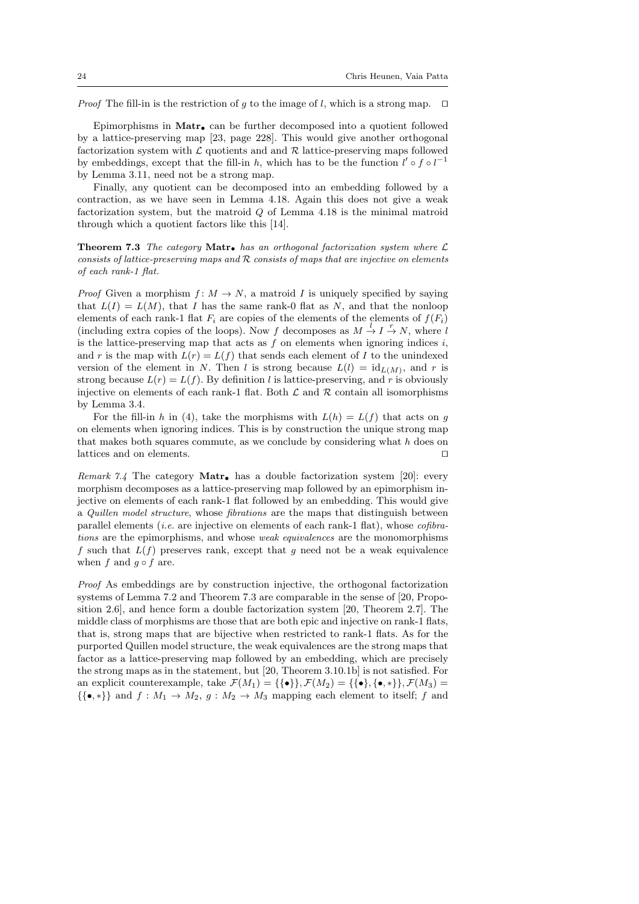*Proof* The fill-in is the restriction of $g$ to the image of $l$, which is a strong map. □

Epimorphisms in $\mathbf{Matr}_\bullet$ can be further decomposed into a quotient followed by a lattice-preserving map [23, page 228]. This would give another orthogonal factorization system with $\mathcal{L}$ quotients and and $\mathcal{R}$ lattice-preserving maps followed by embeddings, except that the fill-in $h$, which has to be the function $l' \circ f \circ l^{-1}$ by Lemma 3.11, need not be a strong map.

Finally, any quotient can be decomposed into an embedding followed by a contraction, as we have seen in Lemma 4.18. Again this does not give a weak factorization system, but the matroid $Q$ of Lemma 4.18 is the minimal matroid through which a quotient factors like this [14].

**Theorem 7.3** *The category* $\mathbf{Matr}_\bullet$ *has an orthogonal factorization system where* $\mathcal{L}$ *consists of lattice-preserving maps and* $\mathcal{R}$ *consists of maps that are injective on elements of each rank-1 flat.*

*Proof* Given a morphism $f \colon M \to N$, a matroid $I$ is uniquely specified by saying that $L(I) = L(M)$, that $I$ has the same rank-0 flat as $N$, and that the nonloop elements of each rank-1 flat $F_i$ are copies of the elements of the elements of $f(F_i)$ (including extra copies of the loops). Now $f$ decomposes as $M \xrightarrow{l} I \xrightarrow{r} N$, where $l$ is the lattice-preserving map that acts as $f$ on elements when ignoring indices $i$, and $r$ is the map with $L(r) = L(f)$ that sends each element of $I$ to the unindexed version of the element in $N$. Then $l$ is strong because $L(l) = \mathrm{id}_{L(M)}$, and $r$ is strong because $L(r) = L(f)$. By definition $l$ is lattice-preserving, and $r$ is obviously injective on elements of each rank-1 flat. Both $\mathcal{L}$ and $\mathcal{R}$ contain all isomorphisms by Lemma 3.4.

For the fill-in $h$ in (4), take the morphisms with $L(h) = L(f)$ that acts on $g$ on elements when ignoring indices. This is by construction the unique strong map that makes both squares commute, as we conclude by considering what $h$ does on lattices and on elements. □

*Remark 7.4* The category $\mathbf{Matr}_\bullet$ has a double factorization system [20]: every morphism decomposes as a lattice-preserving map followed by an epimorphism injective on elements of each rank-1 flat followed by an embedding. This would give a *Quillen model structure*, whose *fibrations* are the maps that distinguish between parallel elements (*i.e.* are injective on elements of each rank-1 flat), whose *cofibrations* are the epimorphisms, and whose *weak equivalences* are the monomorphisms $f$ such that $L(f)$ preserves rank, except that $g$ need not be a weak equivalence when $f$ and $g \circ f$ are.

*Proof* As embeddings are by construction injective, the orthogonal factorization systems of Lemma 7.2 and Theorem 7.3 are comparable in the sense of [20, Proposition 2.6], and hence form a double factorization system [20, Theorem 2.7]. The middle class of morphisms are those that are both epic and injective on rank-1 flats, that is, strong maps that are bijective when restricted to rank-1 flats. As for the purported Quillen model structure, the weak equivalences are the strong maps that factor as a lattice-preserving map followed by an embedding, which are precisely the strong maps as in the statement, but [20, Theorem 3.10.1b] is not satisfied. For an explicit counterexample, take $\mathcal{F}(M_1) = \{\{\bullet\}\}, \mathcal{F}(M_2) = \{\{\bullet\}, \{\bullet, *\}\}, \mathcal{F}(M_3) = \{\{\bullet, *\}\}$ and $f : M_1 \to M_2$, $g : M_2 \to M_3$ mapping each element to itself; $f$ and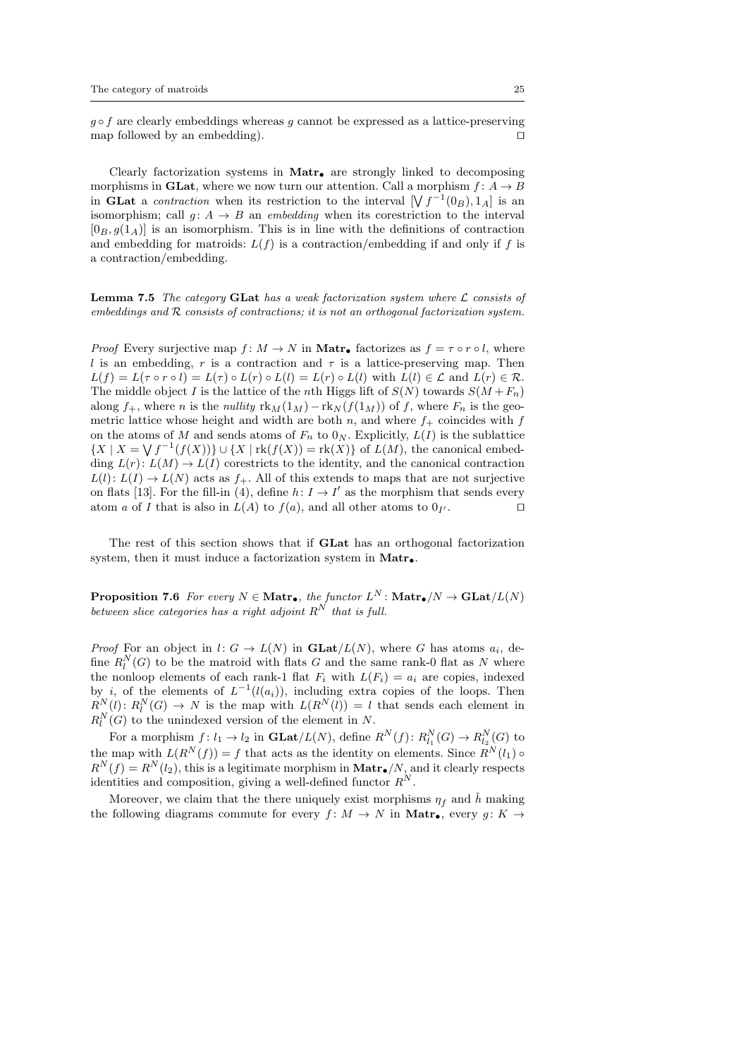$g \circ f$ are clearly embeddings whereas $g$ cannot be expressed as a lattice-preserving map followed by an embedding). $\square$

Clearly factorization systems in $\mathbf{Matr}_\bullet$ are strongly linked to decomposing morphisms in $\mathbf{GLat}$, where we now turn our attention. Call a morphism $f\colon A \to B$ in $\mathbf{GLat}$ a *contraction* when its restriction to the interval $[\bigvee f^{-1}(0_B), 1_A]$ is an isomorphism; call $g\colon A \to B$ an *embedding* when its corestriction to the interval $[0_B, g(1_A)]$ is an isomorphism. This is in line with the definitions of contraction and embedding for matroids: $L(f)$ is a contraction/embedding if and only if $f$ is a contraction/embedding.

**Lemma 7.5** *The category* $\mathbf{GLat}$ *has a weak factorization system where* $\mathcal{L}$ *consists of embeddings and* $\mathcal{R}$ *consists of contractions; it is not an orthogonal factorization system.*

*Proof* Every surjective map $f\colon M \to N$ in $\mathbf{Matr}_\bullet$ factorizes as $f = \tau \circ r \circ l$, where $l$ is an embedding, $r$ is a contraction and $\tau$ is a lattice-preserving map. Then $L(f) = L(\tau \circ r \circ l) = L(\tau) \circ L(r) \circ L(l) = L(r) \circ L(l)$ with $L(l) \in \mathcal{L}$ and $L(r) \in \mathcal{R}$. The middle object $I$ is the lattice of the $n$th Higgs lift of $S(N)$ towards $S(M + F_n)$ along $f_+$, where $n$ is the *nullity* $\mathrm{rk}_M(1_M) - \mathrm{rk}_N(f(1_M))$ of $f$, where $F_n$ is the geometric lattice whose height and width are both $n$, and where $f_+$ coincides with $f$ on the atoms of $M$ and sends atoms of $F_n$ to $0_N$. Explicitly, $L(I)$ is the sublattice $\{X \mid X = \bigvee f^{-1}(f(X))\} \cup \{X \mid \mathrm{rk}(f(X)) = \mathrm{rk}(X)\}$ of $L(M)$, the canonical embedding $L(r)\colon L(M) \to L(I)$ corestricts to the identity, and the canonical contraction $L(l)\colon L(I) \to L(N)$ acts as $f_+$. All of this extends to maps that are not surjective on flats [13]. For the fill-in (4), define $h\colon I \to I'$ as the morphism that sends every atom $a$ of $I$ that is also in $L(A)$ to $f(a)$, and all other atoms to $0_{I'}$. $\square$

The rest of this section shows that if $\mathbf{GLat}$ has an orthogonal factorization system, then it must induce a factorization system in $\mathbf{Matr}_\bullet$.

**Proposition 7.6** *For every* $N \in \mathbf{Matr}_\bullet$*, the functor* $L^N\colon \mathbf{Matr}_\bullet/N \to \mathbf{GLat}/L(N)$ *between slice categories has a right adjoint* $R^N$ *that is full.*

*Proof* For an object in $l\colon G \to L(N)$ in $\mathbf{GLat}/L(N)$, where $G$ has atoms $a_i$, define $R^N_l(G)$ to be the matroid with flats $G$ and the same rank-0 flat as $N$ where the nonloop elements of each rank-1 flat $F_i$ with $L(F_i) = a_i$ are copies, indexed by $i$, of the elements of $L^{-1}(l(a_i))$, including extra copies of the loops. Then $R^N(l)\colon R^N_l(G) \to N$ is the map with $L(R^N(l)) = l$ that sends each element in $R^N_l(G)$ to the unindexed version of the element in $N$.

For a morphism $f\colon l_1 \to l_2$ in $\mathbf{GLat}/L(N)$, define $R^N(f)\colon R^N_{l_1}(G) \to R^N_{l_2}(G)$ to the map with $L(R^N(f)) = f$ that acts as the identity on elements. Since $R^N(l_1) \circ R^N(f) = R^N(l_2)$, this is a legitimate morphism in $\mathbf{Matr}_\bullet/N$, and it clearly respects identities and composition, giving a well-defined functor $R^N$.

Moreover, we claim that the there uniquely exist morphisms $\eta_f$ and $\hat{h}$ making the following diagrams commute for every $f\colon M \to N$ in $\mathbf{Matr}_\bullet$, every $g\colon K \to$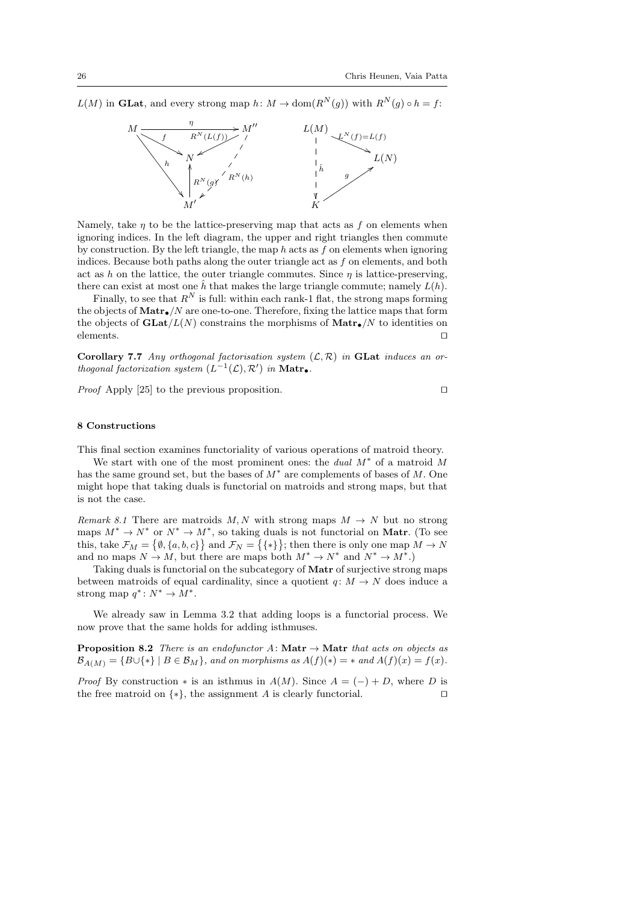$L(M)$ in **GLat**, and every strong map $h\colon M \to \mathrm{dom}(R^N(g))$ with $R^N(g) \circ h = f$:

$$
\begin{array}{ccc}
M & \xrightarrow{\eta} & M'' \\
 & f \searrow \quad N \quad \swarrow R^N(L(f)) & \\
 h \searrow & \uparrow R^N(g) & \swarrow R^N(h) \\
 & M' &
\end{array}
\qquad
\begin{array}{ccc}
L(M) & \xrightarrow{L^N(f)=L(f)} & L(N) \\
\downarrow \hat{h} & \nearrow g & \\
K & &
\end{array}
$$

Namely, take $\eta$ to be the lattice-preserving map that acts as $f$ on elements when ignoring indices. In the left diagram, the upper and right triangles then commute by construction. By the left triangle, the map $h$ acts as $f$ on elements when ignoring indices. Because both paths along the outer triangle act as $f$ on elements, and both act as $h$ on the lattice, the outer triangle commutes. Since $\eta$ is lattice-preserving, there can exist at most one $\hat{h}$ that makes the large triangle commute; namely $L(h)$.

Finally, to see that $R^N$ is full: within each rank-1 flat, the strong maps forming the objects of $\mathbf{Matr}_\bullet/N$ are one-to-one. Therefore, fixing the lattice maps that form the objects of $\mathbf{GLat}/L(N)$ constrains the morphisms of $\mathbf{Matr}_\bullet/N$ to identities on elements. □

**Corollary 7.7** *Any orthogonal factorisation system $(\mathcal{L}, \mathcal{R})$ in* **GLat** *induces an orthogonal factorization system $(L^{-1}(\mathcal{L}), \mathcal{R}')$ in* $\mathbf{Matr}_\bullet$.

*Proof* Apply [25] to the previous proposition. □

## 8 Constructions

This final section examines functoriality of various operations of matroid theory.

We start with one of the most prominent ones: the *dual* $M^*$ of a matroid $M$ has the same ground set, but the bases of $M^*$ are complements of bases of $M$. One might hope that taking duals is functorial on matroids and strong maps, but that is not the case.

*Remark 8.1* There are matroids $M, N$ with strong maps $M \to N$ but no strong maps $M^* \to N^*$ or $N^* \to M^*$, so taking duals is not functorial on **Matr**. (To see this, take $\mathcal{F}_M = \{\emptyset, \{a, b, c\}\}$ and $\mathcal{F}_N = \{\{*\}\}$; then there is only one map $M \to N$ and no maps $N \to M$, but there are maps both $M^* \to N^*$ and $N^* \to M^*$.)

Taking duals is functorial on the subcategory of **Matr** of surjective strong maps between matroids of equal cardinality, since a quotient $q\colon M \to N$ does induce a strong map $q^*\colon N^* \to M^*$.

We already saw in Lemma 3.2 that adding loops is a functorial process. We now prove that the same holds for adding isthmuses.

**Proposition 8.2** *There is an endofunctor $A\colon \mathbf{Matr} \to \mathbf{Matr}$ that acts on objects as $\mathcal{B}_{A(M)} = \{B \cup \{*\} \mid B \in \mathcal{B}_M\}$, and on morphisms as $A(f)(*) = *$ and $A(f)(x) = f(x)$.*

*Proof* By construction $*$ is an isthmus in $A(M)$. Since $A = (-) + D$, where $D$ is the free matroid on $\{*\}$, the assignment $A$ is clearly functorial. □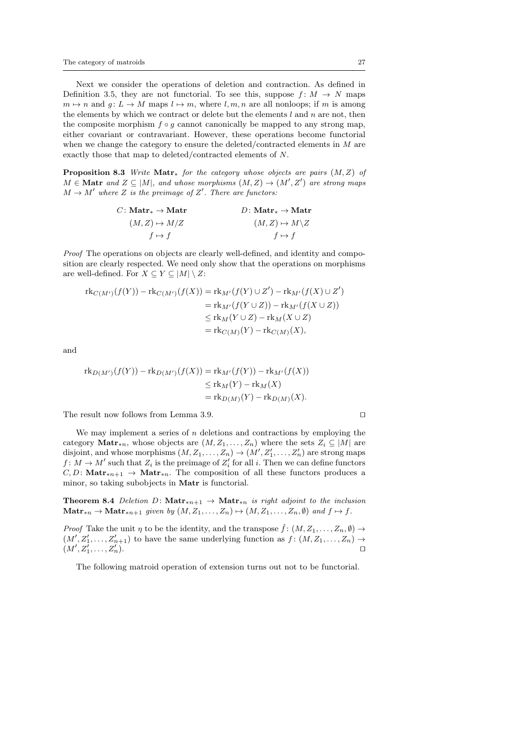Next we consider the operations of deletion and contraction. As defined in Definition 3.5, they are not functorial. To see this, suppose $f\colon M \to N$ maps $m \mapsto n$ and $g\colon L \to M$ maps $l \mapsto m$, where $l, m, n$ are all nonloops; if $m$ is among the elements by which we contract or delete but the elements $l$ and $n$ are not, then the composite morphism $f \circ g$ cannot canonically be mapped to any strong map, either covariant or contravariant. However, these operations become functorial when we change the category to ensure the deleted/contracted elements in $M$ are exactly those that map to deleted/contracted elements of $N$.

**Proposition 8.3** *Write* $\mathbf{Matr}_*$ *for the category whose objects are pairs* $(M, Z)$ *of* $M \in \mathbf{Matr}$ *and* $Z \subseteq |M|$*, and whose morphisms* $(M, Z) \to (M', Z')$ *are strong maps* $M \to M'$ *where* $Z$ *is the preimage of* $Z'$*. There are functors:*

$$
\begin{array}{cc}
C\colon \mathbf{Matr}_* \to \mathbf{Matr} & D\colon \mathbf{Matr}_* \to \mathbf{Matr} \\
(M, Z) \mapsto M/Z & (M, Z) \mapsto M\backslash Z \\
f \mapsto f & f \mapsto f
\end{array}
$$

*Proof* The operations on objects are clearly well-defined, and identity and composition are clearly respected. We need only show that the operations on morphisms are well-defined. For $X \subseteq Y \subseteq |M| \setminus Z$:

$$
\begin{aligned}
\mathrm{rk}_{C(M')}(f(Y)) - \mathrm{rk}_{C(M')}(f(X)) &= \mathrm{rk}_{M'}(f(Y) \cup Z') - \mathrm{rk}_{M'}(f(X) \cup Z') \\
&= \mathrm{rk}_{M'}(f(Y \cup Z)) - \mathrm{rk}_{M'}(f(X \cup Z)) \\
&\leq \mathrm{rk}_{M}(Y \cup Z) - \mathrm{rk}_{M}(X \cup Z) \\
&= \mathrm{rk}_{C(M)}(Y) - \mathrm{rk}_{C(M)}(X),
\end{aligned}
$$

and

$$
\begin{aligned}
\mathrm{rk}_{D(M')}(f(Y)) - \mathrm{rk}_{D(M')}(f(X)) &= \mathrm{rk}_{M'}(f(Y)) - \mathrm{rk}_{M'}(f(X)) \\
&\leq \mathrm{rk}_{M}(Y) - \mathrm{rk}_{M}(X) \\
&= \mathrm{rk}_{D(M)}(Y) - \mathrm{rk}_{D(M)}(X).
\end{aligned}
$$

The result now follows from Lemma 3.9. $\square$

We may implement a series of $n$ deletions and contractions by employing the category $\mathbf{Matr}_{*n}$, whose objects are $(M, Z_1, \ldots, Z_n)$ where the sets $Z_i \subseteq |M|$ are disjoint, and whose morphisms $(M, Z_1, \ldots, Z_n) \to (M', Z'_1, \ldots, Z'_n)$ are strong maps $f\colon M \to M'$ such that $Z_i$ is the preimage of $Z'_i$ for all $i$. Then we can define functors $C, D\colon \mathbf{Matr}_{*n+1} \to \mathbf{Matr}_{*n}$. The composition of all these functors produces a minor, so taking subobjects in $\mathbf{Matr}$ is functorial.

**Theorem 8.4** *Deletion* $D\colon \mathbf{Matr}_{*n+1} \to \mathbf{Matr}_{*n}$ *is right adjoint to the inclusion* $\mathbf{Matr}_{*n} \to \mathbf{Matr}_{*n+1}$ *given by* $(M, Z_1, \ldots, Z_n) \mapsto (M, Z_1, \ldots, Z_n, \emptyset)$ *and* $f \mapsto f$*.*

*Proof* Take the unit $\eta$ to be the identity, and the transpose $\hat{f}\colon (M, Z_1, \ldots, Z_n, \emptyset) \to (M', Z'_1, \ldots, Z'_{n+1})$ to have the same underlying function as $f\colon (M, Z_1, \ldots, Z_n) \to (M', Z'_1, \ldots, Z'_n)$. $\square$

The following matroid operation of extension turns out not to be functorial.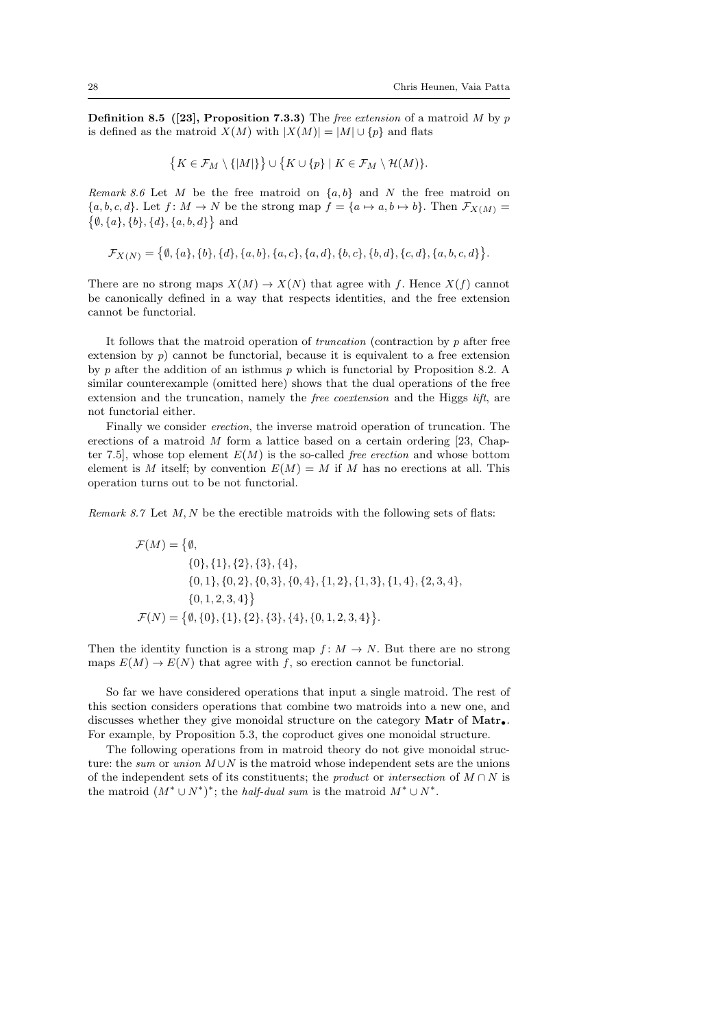**Definition 8.5 ([23], Proposition 7.3.3)** The *free extension* of a matroid $M$ by $p$ is defined as the matroid $X(M)$ with $|X(M)| = |M| \cup \{p\}$ and flats

$$\big\{K \in \mathcal{F}_M \setminus \{|M|\}\big\} \cup \big\{K \cup \{p\} \mid K \in \mathcal{F}_M \setminus \mathcal{H}(M)\big\}.$$

*Remark 8.6* Let $M$ be the free matroid on $\{a, b\}$ and $N$ the free matroid on $\{a, b, c, d\}$. Let $f \colon M \to N$ be the strong map $f = \{a \mapsto a, b \mapsto b\}$. Then $\mathcal{F}_{X(M)} = \big\{\emptyset, \{a\}, \{b\}, \{d\}, \{a, b, d\}\big\}$ and

$$\mathcal{F}_{X(N)} = \big\{\emptyset, \{a\}, \{b\}, \{d\}, \{a, b\}, \{a, c\}, \{a, d\}, \{b, c\}, \{b, d\}, \{c, d\}, \{a, b, c, d\}\big\}.$$

There are no strong maps $X(M) \to X(N)$ that agree with $f$. Hence $X(f)$ cannot be canonically defined in a way that respects identities, and the free extension cannot be functorial.

It follows that the matroid operation of *truncation* (contraction by $p$ after free extension by $p$) cannot be functorial, because it is equivalent to a free extension by $p$ after the addition of an isthmus $p$ which is functorial by Proposition 8.2. A similar counterexample (omitted here) shows that the dual operations of the free extension and the truncation, namely the *free coextension* and the Higgs *lift*, are not functorial either.

Finally we consider *erection*, the inverse matroid operation of truncation. The erections of a matroid $M$ form a lattice based on a certain ordering [23, Chapter 7.5], whose top element $E(M)$ is the so-called *free erection* and whose bottom element is $M$ itself; by convention $E(M) = M$ if $M$ has no erections at all. This operation turns out to be not functorial.

*Remark 8.7* Let $M, N$ be the erectible matroids with the following sets of flats:

$$\begin{aligned}
\mathcal{F}(M) = \big\{&\emptyset,\\
&\{0\}, \{1\}, \{2\}, \{3\}, \{4\},\\
&\{0, 1\}, \{0, 2\}, \{0, 3\}, \{0, 4\}, \{1, 2\}, \{1, 3\}, \{1, 4\}, \{2, 3, 4\},\\
&\{0, 1, 2, 3, 4\}\big\}\\
\mathcal{F}(N) = \big\{&\emptyset, \{0\}, \{1\}, \{2\}, \{3\}, \{4\}, \{0, 1, 2, 3, 4\}\big\}.
\end{aligned}$$

Then the identity function is a strong map $f \colon M \to N$. But there are no strong maps $E(M) \to E(N)$ that agree with $f$, so erection cannot be functorial.

So far we have considered operations that input a single matroid. The rest of this section considers operations that combine two matroids into a new one, and discusses whether they give monoidal structure on the category **Matr** of $\mathbf{Matr}_\bullet$. For example, by Proposition 5.3, the coproduct gives one monoidal structure.

The following operations from in matroid theory do not give monoidal structure: the *sum* or *union* $M \cup N$ is the matroid whose independent sets are the unions of the independent sets of its constituents; the *product* or *intersection* of $M \cap N$ is the matroid $(M^* \cup N^*)^*$; the *half-dual sum* is the matroid $M^* \cup N^*$.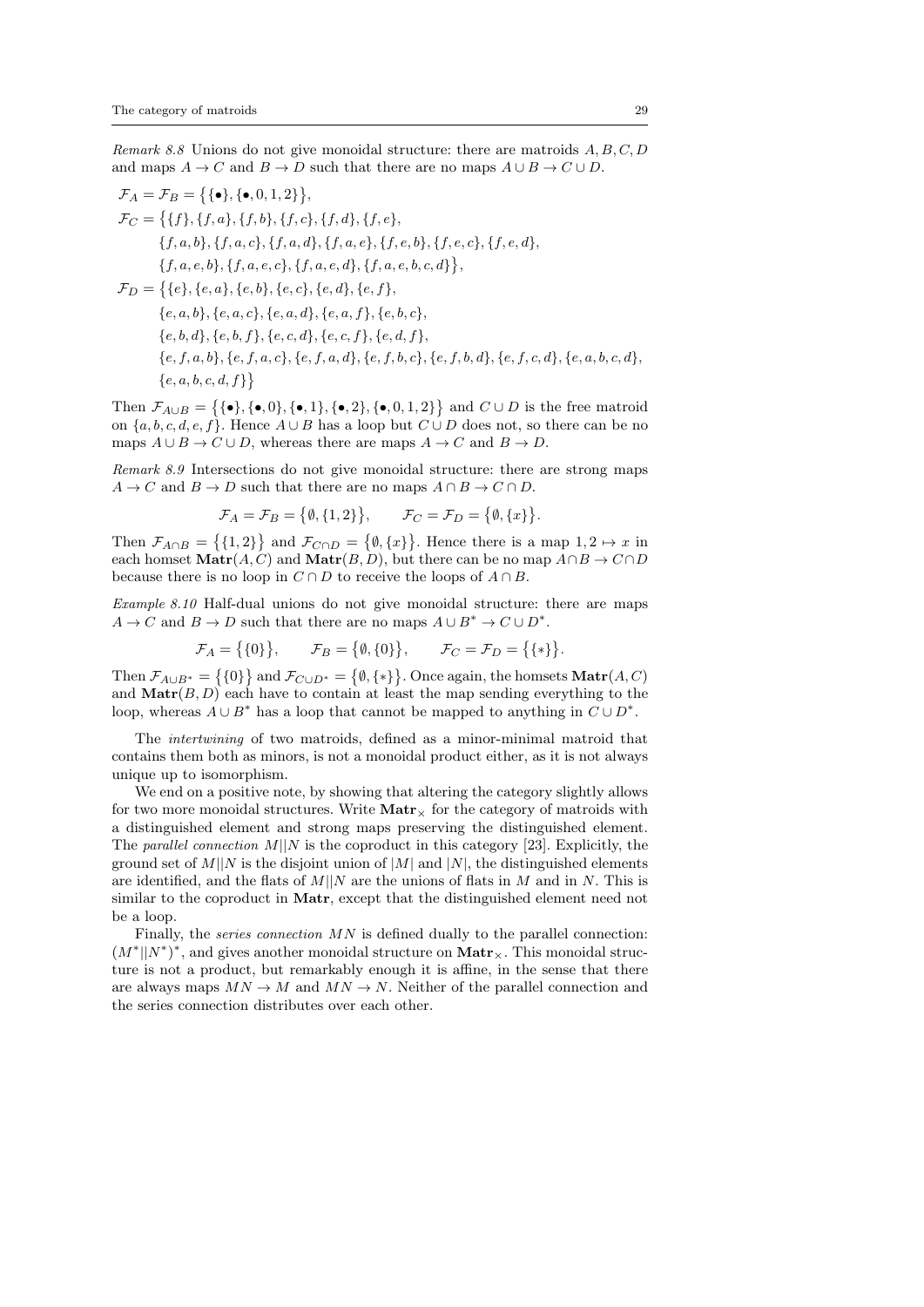*Remark 8.8* Unions do not give monoidal structure: there are matroids $A, B, C, D$ and maps $A \to C$ and $B \to D$ such that there are no maps $A \cup B \to C \cup D$.

$$
\begin{aligned}
\mathcal{F}_A = \mathcal{F}_B &= \big\{\{\bullet\}, \{\bullet, 0, 1, 2\}\big\}, \\
\mathcal{F}_C &= \big\{\{f\}, \{f, a\}, \{f, b\}, \{f, c\}, \{f, d\}, \{f, e\}, \\
&\qquad \{f, a, b\}, \{f, a, c\}, \{f, a, d\}, \{f, a, e\}, \{f, e, b\}, \{f, e, c\}, \{f, e, d\}, \\
&\qquad \{f, a, e, b\}, \{f, a, e, c\}, \{f, a, e, d\}, \{f, a, e, b, c, d\}\big\}, \\
\mathcal{F}_D &= \big\{\{e\}, \{e, a\}, \{e, b\}, \{e, c\}, \{e, d\}, \{e, f\}, \\
&\qquad \{e, a, b\}, \{e, a, c\}, \{e, a, d\}, \{e, a, f\}, \{e, b, c\}, \\
&\qquad \{e, b, d\}, \{e, b, f\}, \{e, c, d\}, \{e, c, f\}, \{e, d, f\}, \\
&\qquad \{e, f, a, b\}, \{e, f, a, c\}, \{e, f, a, d\}, \{e, f, b, c\}, \{e, f, b, d\}, \{e, f, c, d\}, \{e, a, b, c, d\}, \\
&\qquad \{e, a, b, c, d, f\}\big\}
\end{aligned}
$$

Then $\mathcal{F}_{A \cup B} = \big\{\{\bullet\}, \{\bullet, 0\}, \{\bullet, 1\}, \{\bullet, 2\}, \{\bullet, 0, 1, 2\}\big\}$ and $C \cup D$ is the free matroid on $\{a, b, c, d, e, f\}$. Hence $A \cup B$ has a loop but $C \cup D$ does not, so there can be no maps $A \cup B \to C \cup D$, whereas there are maps $A \to C$ and $B \to D$.

*Remark 8.9* Intersections do not give monoidal structure: there are strong maps $A \to C$ and $B \to D$ such that there are no maps $A \cap B \to C \cap D$.

$$
\mathcal{F}_A = \mathcal{F}_B = \big\{\emptyset, \{1, 2\}\big\}, \qquad \mathcal{F}_C = \mathcal{F}_D = \big\{\emptyset, \{x\}\big\}.
$$

Then $\mathcal{F}_{A \cap B} = \big\{\{1, 2\}\big\}$ and $\mathcal{F}_{C \cap D} = \big\{\emptyset, \{x\}\big\}$. Hence there is a map $1, 2 \mapsto x$ in each homset $\mathbf{Matr}(A, C)$ and $\mathbf{Matr}(B, D)$, but there can be no map $A \cap B \to C \cap D$ because there is no loop in $C \cap D$ to receive the loops of $A \cap B$.

*Example 8.10* Half-dual unions do not give monoidal structure: there are maps $A \to C$ and $B \to D$ such that there are no maps $A \cup B^* \to C \cup D^*$.

$$
\mathcal{F}_A = \big\{\{0\}\big\}, \qquad \mathcal{F}_B = \big\{\emptyset, \{0\}\big\}, \qquad \mathcal{F}_C = \mathcal{F}_D = \big\{\{*\}\big\}.
$$

Then $\mathcal{F}_{A \cup B^*} = \big\{\{0\}\big\}$ and $\mathcal{F}_{C \cup D^*} = \big\{\emptyset, \{*\}\big\}$. Once again, the homsets $\mathbf{Matr}(A, C)$ and $\mathbf{Matr}(B, D)$ each have to contain at least the map sending everything to the loop, whereas $A \cup B^*$ has a loop that cannot be mapped to anything in $C \cup D^*$.

The *intertwining* of two matroids, defined as a minor-minimal matroid that contains them both as minors, is not a monoidal product either, as it is not always unique up to isomorphism.

We end on a positive note, by showing that altering the category slightly allows for two more monoidal structures. Write $\mathbf{Matr}_\times$ for the category of matroids with a distinguished element and strong maps preserving the distinguished element. The *parallel connection* $M||N$ is the coproduct in this category [23]. Explicitly, the ground set of $M||N$ is the disjoint union of $|M|$ and $|N|$, the distinguished elements are identified, and the flats of $M||N$ are the unions of flats in $M$ and in $N$. This is similar to the coproduct in $\mathbf{Matr}$, except that the distinguished element need not be a loop.

Finally, the *series connection* $MN$ is defined dually to the parallel connection: $(M^*||N^*)^*$, and gives another monoidal structure on $\mathbf{Matr}_\times$. This monoidal structure is not a product, but remarkably enough it is affine, in the sense that there are always maps $MN \to M$ and $MN \to N$. Neither of the parallel connection and the series connection distributes over each other.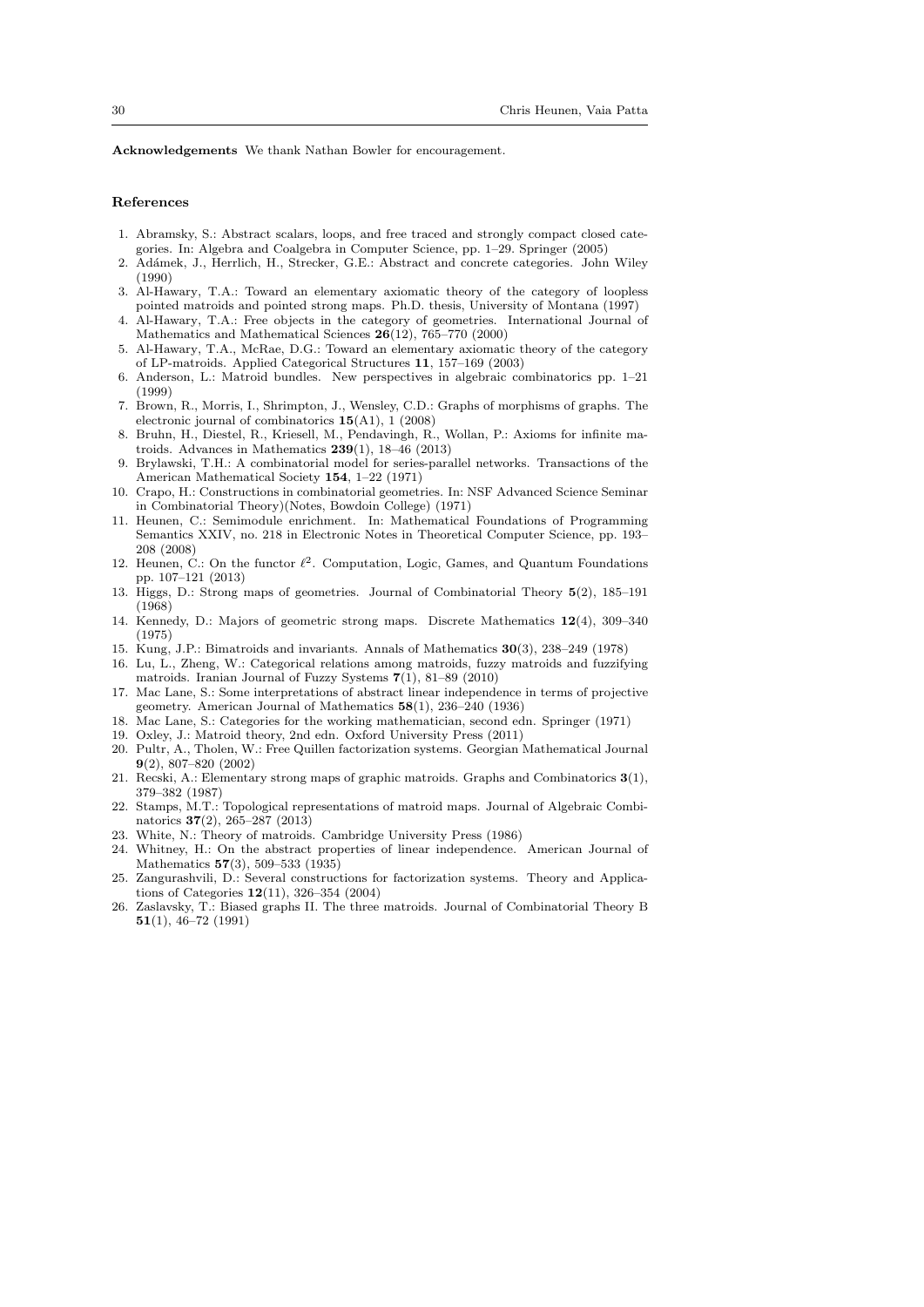**Acknowledgements** We thank Nathan Bowler for encouragement.

## References

1. Abramsky, S.: Abstract scalars, loops, and free traced and strongly compact closed categories. In: Algebra and Coalgebra in Computer Science, pp. 1–29. Springer (2005)
2. Adámek, J., Herrlich, H., Strecker, G.E.: Abstract and concrete categories. John Wiley (1990)
3. Al-Hawary, T.A.: Toward an elementary axiomatic theory of the category of loopless pointed matroids and pointed strong maps. Ph.D. thesis, University of Montana (1997)
4. Al-Hawary, T.A.: Free objects in the category of geometries. International Journal of Mathematics and Mathematical Sciences **26**(12), 765–770 (2000)
5. Al-Hawary, T.A., McRae, D.G.: Toward an elementary axiomatic theory of the category of LP-matroids. Applied Categorical Structures **11**, 157–169 (2003)
6. Anderson, L.: Matroid bundles. New perspectives in algebraic combinatorics pp. 1–21 (1999)
7. Brown, R., Morris, I., Shrimpton, J., Wensley, C.D.: Graphs of morphisms of graphs. The electronic journal of combinatorics **15**(A1), 1 (2008)
8. Bruhn, H., Diestel, R., Kriesell, M., Pendavingh, R., Wollan, P.: Axioms for infinite matroids. Advances in Mathematics **239**(1), 18–46 (2013)
9. Brylawski, T.H.: A combinatorial model for series-parallel networks. Transactions of the American Mathematical Society **154**, 1–22 (1971)
10. Crapo, H.: Constructions in combinatorial geometries. In: NSF Advanced Science Seminar in Combinatorial Theory)(Notes, Bowdoin College) (1971)
11. Heunen, C.: Semimodule enrichment. In: Mathematical Foundations of Programming Semantics XXIV, no. 218 in Electronic Notes in Theoretical Computer Science, pp. 193–208 (2008)
12. Heunen, C.: On the functor $\ell^2$. Computation, Logic, Games, and Quantum Foundations pp. 107–121 (2013)
13. Higgs, D.: Strong maps of geometries. Journal of Combinatorial Theory **5**(2), 185–191 (1968)
14. Kennedy, D.: Majors of geometric strong maps. Discrete Mathematics **12**(4), 309–340 (1975)
15. Kung, J.P.: Bimatroids and invariants. Annals of Mathematics **30**(3), 238–249 (1978)
16. Lu, L., Zheng, W.: Categorical relations among matroids, fuzzy matroids and fuzzifying matroids. Iranian Journal of Fuzzy Systems **7**(1), 81–89 (2010)
17. Mac Lane, S.: Some interpretations of abstract linear independence in terms of projective geometry. American Journal of Mathematics **58**(1), 236–240 (1936)
18. Mac Lane, S.: Categories for the working mathematician, second edn. Springer (1971)
19. Oxley, J.: Matroid theory, 2nd edn. Oxford University Press (2011)
20. Pultr, A., Tholen, W.: Free Quillen factorization systems. Georgian Mathematical Journal **9**(2), 807–820 (2002)
21. Recski, A.: Elementary strong maps of graphic matroids. Graphs and Combinatorics **3**(1), 379–382 (1987)
22. Stamps, M.T.: Topological representations of matroid maps. Journal of Algebraic Combinatorics **37**(2), 265–287 (2013)
23. White, N.: Theory of matroids. Cambridge University Press (1986)
24. Whitney, H.: On the abstract properties of linear independence. American Journal of Mathematics **57**(3), 509–533 (1935)
25. Zangurashvili, D.: Several constructions for factorization systems. Theory and Applications of Categories **12**(11), 326–354 (2004)
26. Zaslavsky, T.: Biased graphs II. The three matroids. Journal of Combinatorial Theory B **51**(1), 46–72 (1991)